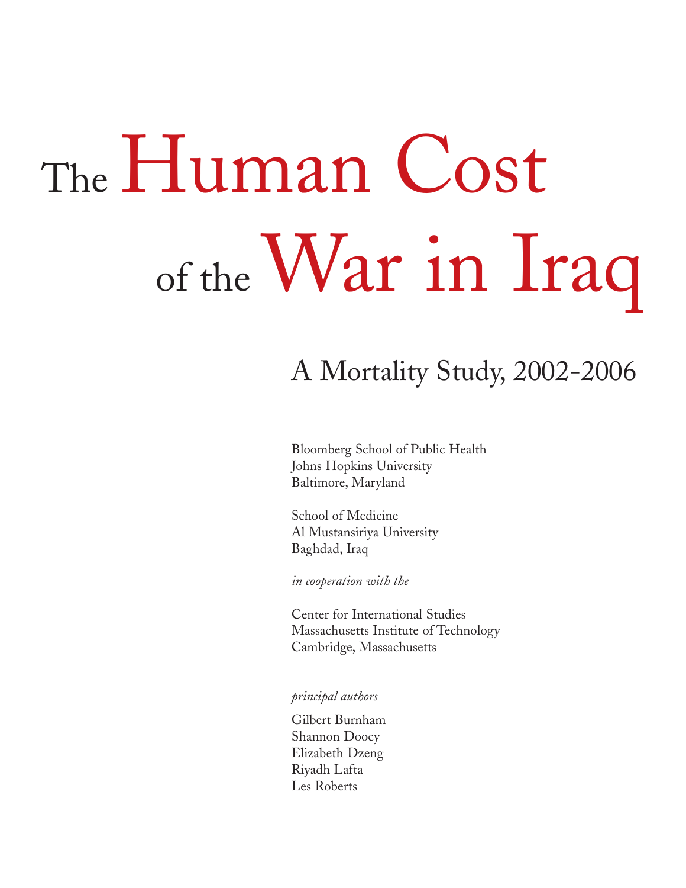# The Human Cost of the War in Iraq

## A Mortality Study, 2002-2006

Bloomberg School of Public Health
Johns Hopkins University
Baltimore, Maryland

School of Medicine
Al Mustansiriya University
Baghdad, Iraq

*in cooperation with the*

Center for International Studies
Massachusetts Institute of Technology
Cambridge, Massachusetts

*principal authors*

Gilbert Burnham
Shannon Doocy
Elizabeth Dzeng
Riyadh Lafta
Les Roberts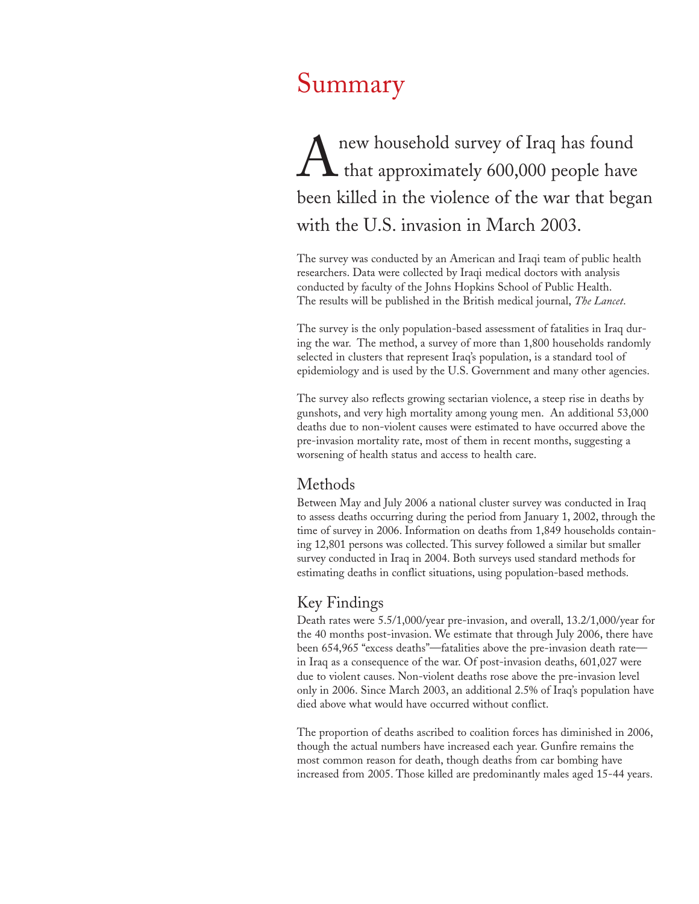# Summary

A new household survey of Iraq has found that approximately 600,000 people have been killed in the violence of the war that began with the U.S. invasion in March 2003.

The survey was conducted by an American and Iraqi team of public health researchers. Data were collected by Iraqi medical doctors with analysis conducted by faculty of the Johns Hopkins School of Public Health. The results will be published in the British medical journal, *The Lancet*.

The survey is the only population-based assessment of fatalities in Iraq during the war. The method, a survey of more than 1,800 households randomly selected in clusters that represent Iraq's population, is a standard tool of epidemiology and is used by the U.S. Government and many other agencies.

The survey also reflects growing sectarian violence, a steep rise in deaths by gunshots, and very high mortality among young men. An additional 53,000 deaths due to non-violent causes were estimated to have occurred above the pre-invasion mortality rate, most of them in recent months, suggesting a worsening of health status and access to health care.

## Methods

Between May and July 2006 a national cluster survey was conducted in Iraq to assess deaths occurring during the period from January 1, 2002, through the time of survey in 2006. Information on deaths from 1,849 households containing 12,801 persons was collected. This survey followed a similar but smaller survey conducted in Iraq in 2004. Both surveys used standard methods for estimating deaths in conflict situations, using population-based methods.

## Key Findings

Death rates were 5.5/1,000/year pre-invasion, and overall, 13.2/1,000/year for the 40 months post-invasion. We estimate that through July 2006, there have been 654,965 "excess deaths"—fatalities above the pre-invasion death rate—in Iraq as a consequence of the war. Of post-invasion deaths, 601,027 were due to violent causes. Non-violent deaths rose above the pre-invasion level only in 2006. Since March 2003, an additional 2.5% of Iraq's population have died above what would have occurred without conflict.

The proportion of deaths ascribed to coalition forces has diminished in 2006, though the actual numbers have increased each year. Gunfire remains the most common reason for death, though deaths from car bombing have increased from 2005. Those killed are predominantly males aged 15-44 years.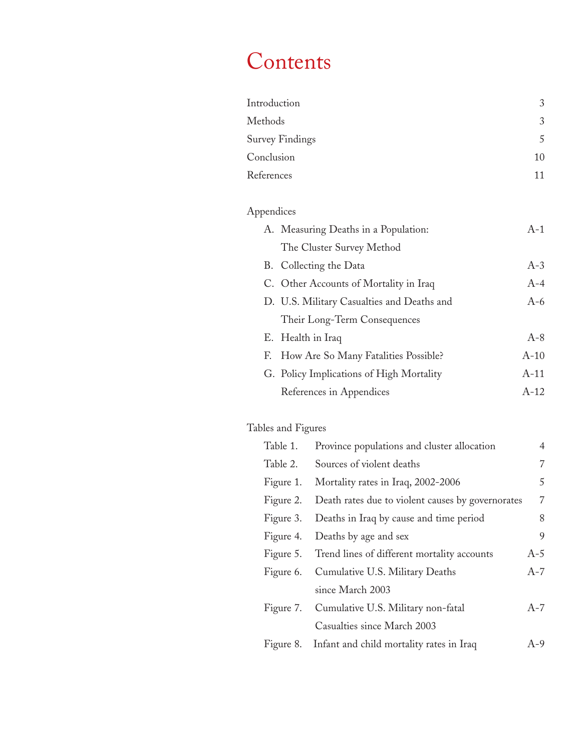# Contents

| | |
|---|---|
| Introduction | 3 |
| Methods | 3 |
| Survey Findings | 5 |
| Conclusion | 10 |
| References | 11 |

Appendices

| | | |
|---|---|---|
| A. | Measuring Deaths in a Population: The Cluster Survey Method | A-1 |
| B. | Collecting the Data | A-3 |
| C. | Other Accounts of Mortality in Iraq | A-4 |
| D. | U.S. Military Casualties and Deaths and Their Long-Term Consequences | A-6 |
| E. | Health in Iraq | A-8 |
| F. | How Are So Many Fatalities Possible? | A-10 |
| G. | Policy Implications of High Mortality | A-11 |
| | References in Appendices | A-12 |

Tables and Figures

| | | |
|---|---|---|
| Table 1. | Province populations and cluster allocation | 4 |
| Table 2. | Sources of violent deaths | 7 |
| Figure 1. | Mortality rates in Iraq, 2002-2006 | 5 |
| Figure 2. | Death rates due to violent causes by governorates | 7 |
| Figure 3. | Deaths in Iraq by cause and time period | 8 |
| Figure 4. | Deaths by age and sex | 9 |
| Figure 5. | Trend lines of different mortality accounts | A-5 |
| Figure 6. | Cumulative U.S. Military Deaths since March 2003 | A-7 |
| Figure 7. | Cumulative U.S. Military non-fatal Casualties since March 2003 | A-7 |
| Figure 8. | Infant and child mortality rates in Iraq | A-9 |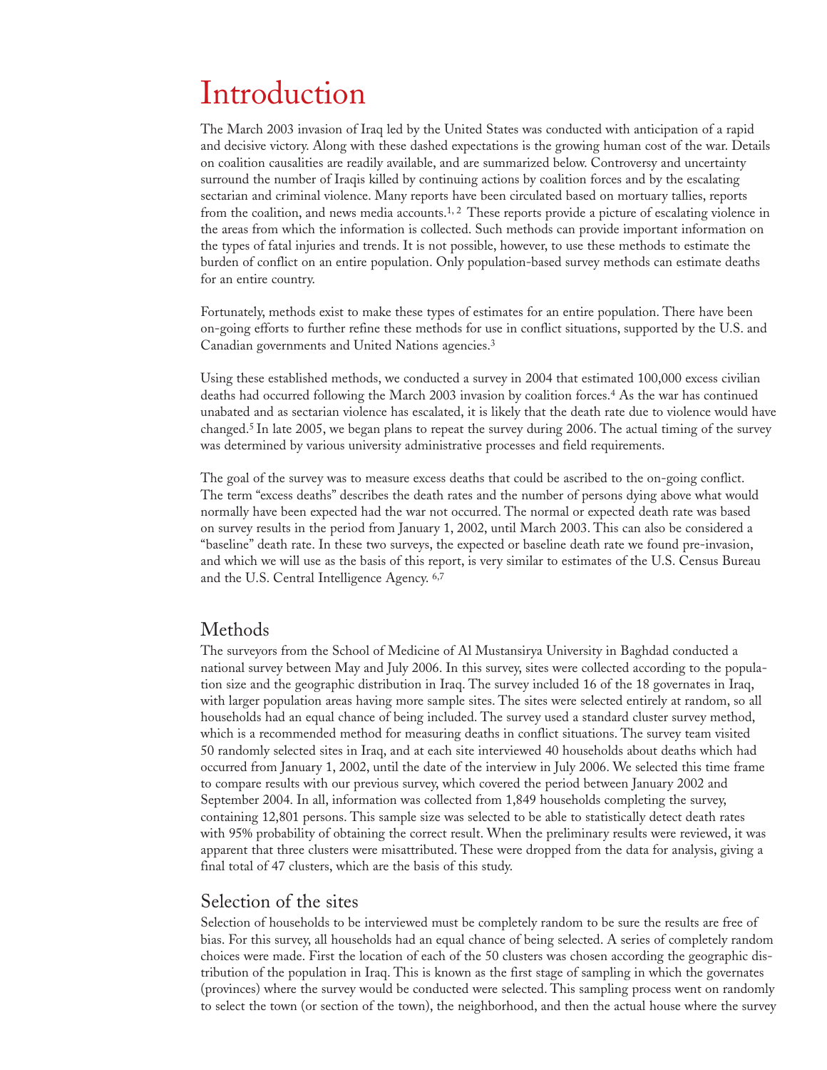# Introduction

The March 2003 invasion of Iraq led by the United States was conducted with anticipation of a rapid and decisive victory. Along with these dashed expectations is the growing human cost of the war. Details on coalition causalities are readily available, and are summarized below. Controversy and uncertainty surround the number of Iraqis killed by continuing actions by coalition forces and by the escalating sectarian and criminal violence. Many reports have been circulated based on mortuary tallies, reports from the coalition, and news media accounts.[1, 2] These reports provide a picture of escalating violence in the areas from which the information is collected. Such methods can provide important information on the types of fatal injuries and trends. It is not possible, however, to use these methods to estimate the burden of conflict on an entire population. Only population-based survey methods can estimate deaths for an entire country.

Fortunately, methods exist to make these types of estimates for an entire population. There have been on-going efforts to further refine these methods for use in conflict situations, supported by the U.S. and Canadian governments and United Nations agencies.[3]

Using these established methods, we conducted a survey in 2004 that estimated 100,000 excess civilian deaths had occurred following the March 2003 invasion by coalition forces.[4] As the war has continued unabated and as sectarian violence has escalated, it is likely that the death rate due to violence would have changed.[5] In late 2005, we began plans to repeat the survey during 2006. The actual timing of the survey was determined by various university administrative processes and field requirements.

The goal of the survey was to measure excess deaths that could be ascribed to the on-going conflict. The term "excess deaths" describes the death rates and the number of persons dying above what would normally have been expected had the war not occurred. The normal or expected death rate was based on survey results in the period from January 1, 2002, until March 2003. This can also be considered a "baseline" death rate. In these two surveys, the expected or baseline death rate we found pre-invasion, and which we will use as the basis of this report, is very similar to estimates of the U.S. Census Bureau and the U.S. Central Intelligence Agency.[6,7]

## Methods

The surveyors from the School of Medicine of Al Mustansirya University in Baghdad conducted a national survey between May and July 2006. In this survey, sites were collected according to the population size and the geographic distribution in Iraq. The survey included 16 of the 18 governates in Iraq, with larger population areas having more sample sites. The sites were selected entirely at random, so all households had an equal chance of being included. The survey used a standard cluster survey method, which is a recommended method for measuring deaths in conflict situations. The survey team visited 50 randomly selected sites in Iraq, and at each site interviewed 40 households about deaths which had occurred from January 1, 2002, until the date of the interview in July 2006. We selected this time frame to compare results with our previous survey, which covered the period between January 2002 and September 2004. In all, information was collected from 1,849 households completing the survey, containing 12,801 persons. This sample size was selected to be able to statistically detect death rates with 95% probability of obtaining the correct result. When the preliminary results were reviewed, it was apparent that three clusters were misattributed. These were dropped from the data for analysis, giving a final total of 47 clusters, which are the basis of this study.

## Selection of the sites

Selection of households to be interviewed must be completely random to be sure the results are free of bias. For this survey, all households had an equal chance of being selected. A series of completely random choices were made. First the location of each of the 50 clusters was chosen according the geographic distribution of the population in Iraq. This is known as the first stage of sampling in which the governates (provinces) where the survey would be conducted were selected. This sampling process went on randomly to select the town (or section of the town), the neighborhood, and then the actual house where the survey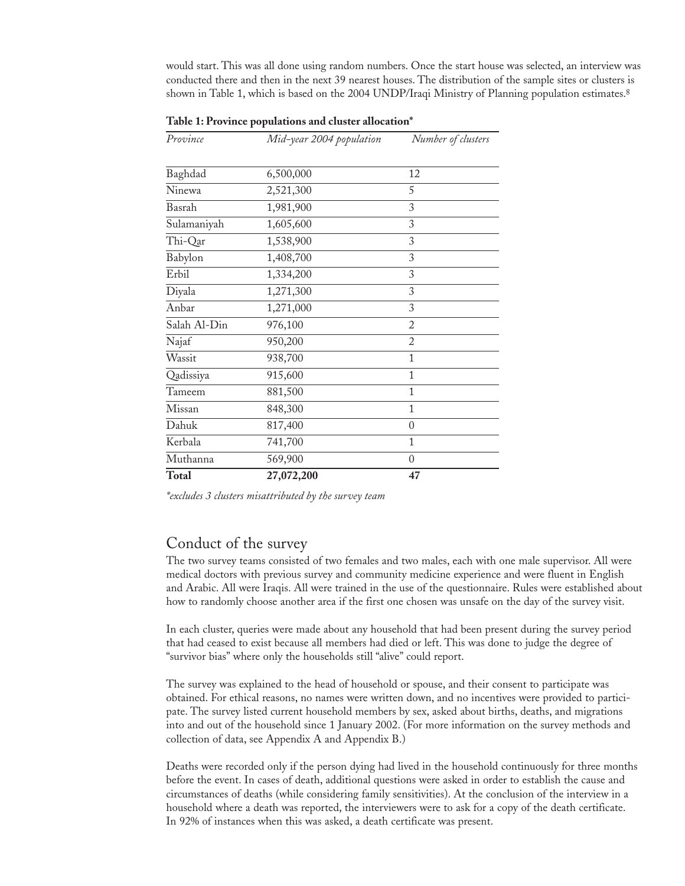would start. This was all done using random numbers. Once the start house was selected, an interview was conducted there and then in the next 39 nearest houses. The distribution of the sample sites or clusters is shown in Table 1, which is based on the 2004 UNDP/Iraqi Ministry of Planning population estimates.[8]

**Table 1: Province populations and cluster allocation***

| *Province* | *Mid-year 2004 population* | *Number of clusters* |
|---|---|---|
| Baghdad | 6,500,000 | 12 |
| Ninewa | 2,521,300 | 5 |
| Basrah | 1,981,900 | 3 |
| Sulamaniyah | 1,605,600 | 3 |
| Thi-Qar | 1,538,900 | 3 |
| Babylon | 1,408,700 | 3 |
| Erbil | 1,334,200 | 3 |
| Diyala | 1,271,300 | 3 |
| Anbar | 1,271,000 | 3 |
| Salah Al-Din | 976,100 | 2 |
| Najaf | 950,200 | 2 |
| Wassit | 938,700 | 1 |
| Qadissiya | 915,600 | 1 |
| Tameem | 881,500 | 1 |
| Missan | 848,300 | 1 |
| Dahuk | 817,400 | 0 |
| Kerbala | 741,700 | 1 |
| Muthanna | 569,900 | 0 |
| **Total** | **27,072,200** | **47** |

*\*excludes 3 clusters misattributed by the survey team*

## Conduct of the survey

The two survey teams consisted of two females and two males, each with one male supervisor. All were medical doctors with previous survey and community medicine experience and were fluent in English and Arabic. All were Iraqis. All were trained in the use of the questionnaire. Rules were established about how to randomly choose another area if the first one chosen was unsafe on the day of the survey visit.

In each cluster, queries were made about any household that had been present during the survey period that had ceased to exist because all members had died or left. This was done to judge the degree of "survivor bias" where only the households still "alive" could report.

The survey was explained to the head of household or spouse, and their consent to participate was obtained. For ethical reasons, no names were written down, and no incentives were provided to participate. The survey listed current household members by sex, asked about births, deaths, and migrations into and out of the household since 1 January 2002. (For more information on the survey methods and collection of data, see Appendix A and Appendix B.)

Deaths were recorded only if the person dying had lived in the household continuously for three months before the event. In cases of death, additional questions were asked in order to establish the cause and circumstances of deaths (while considering family sensitivities). At the conclusion of the interview in a household where a death was reported, the interviewers were to ask for a copy of the death certificate. In 92% of instances when this was asked, a death certificate was present.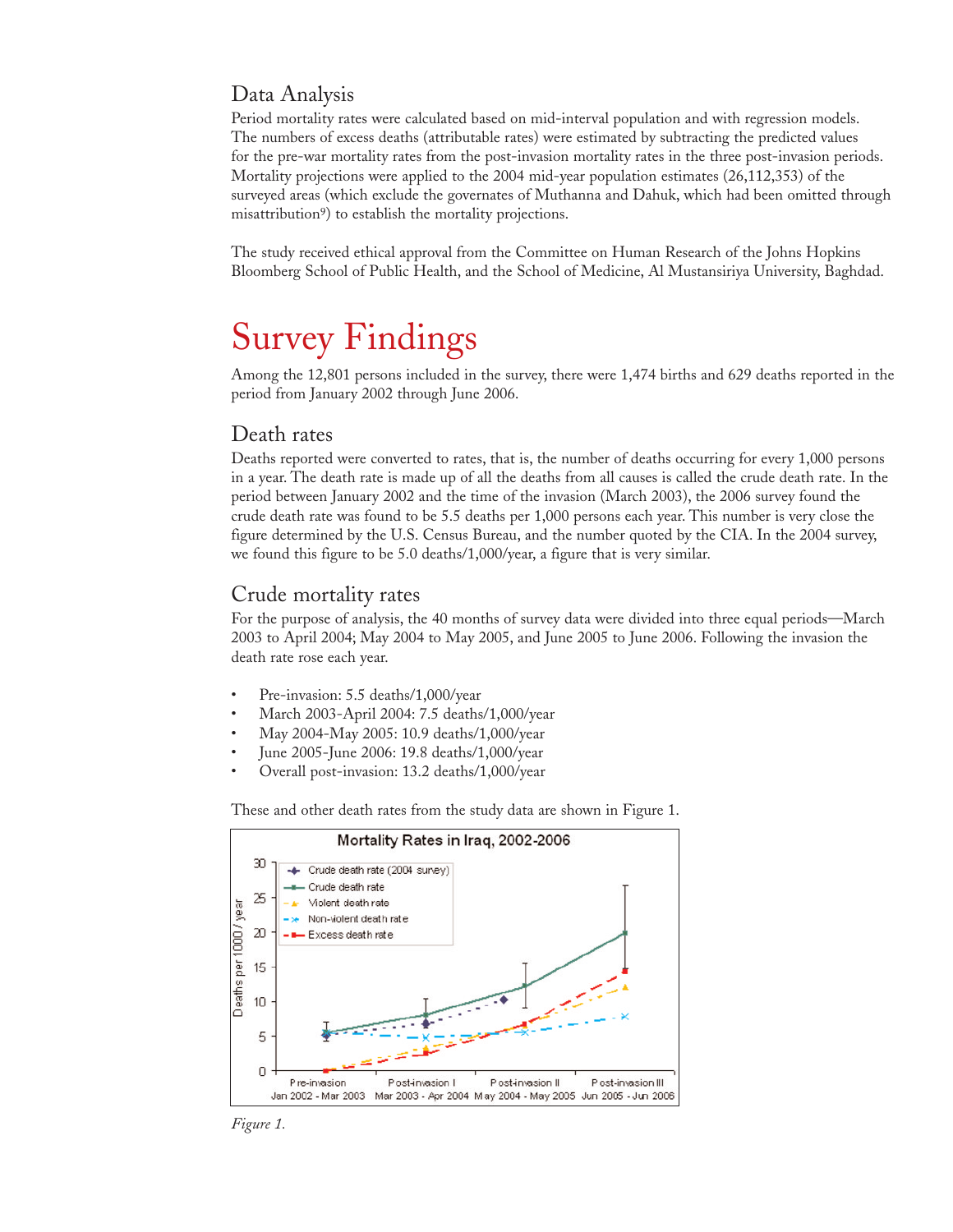## Data Analysis

Period mortality rates were calculated based on mid-interval population and with regression models. The numbers of excess deaths (attributable rates) were estimated by subtracting the predicted values for the pre-war mortality rates from the post-invasion mortality rates in the three post-invasion periods. Mortality projections were applied to the 2004 mid-year population estimates (26,112,353) of the surveyed areas (which exclude the governates of Muthanna and Dahuk, which had been omitted through misattribution[9]) to establish the mortality projections.

The study received ethical approval from the Committee on Human Research of the Johns Hopkins Bloomberg School of Public Health, and the School of Medicine, Al Mustansiriya University, Baghdad.

# Survey Findings

Among the 12,801 persons included in the survey, there were 1,474 births and 629 deaths reported in the period from January 2002 through June 2006.

## Death rates

Deaths reported were converted to rates, that is, the number of deaths occurring for every 1,000 persons in a year. The death rate is made up of all the deaths from all causes is called the crude death rate. In the period between January 2002 and the time of the invasion (March 2003), the 2006 survey found the crude death rate was found to be 5.5 deaths per 1,000 persons each year. This number is very close the figure determined by the U.S. Census Bureau, and the number quoted by the CIA. In the 2004 survey, we found this figure to be 5.0 deaths/1,000/year, a figure that is very similar.

## Crude mortality rates

For the purpose of analysis, the 40 months of survey data were divided into three equal periods—March 2003 to April 2004; May 2004 to May 2005, and June 2005 to June 2006. Following the invasion the death rate rose each year.

- Pre-invasion: 5.5 deaths/1,000/year
- March 2003-April 2004: 7.5 deaths/1,000/year
- May 2004-May 2005: 10.9 deaths/1,000/year
- June 2005-June 2006: 19.8 deaths/1,000/year
- Overall post-invasion: 13.2 deaths/1,000/year

These and other death rates from the study data are shown in Figure 1.

Mortality Rates in Iraq, 2002-2006

*Figure 1.*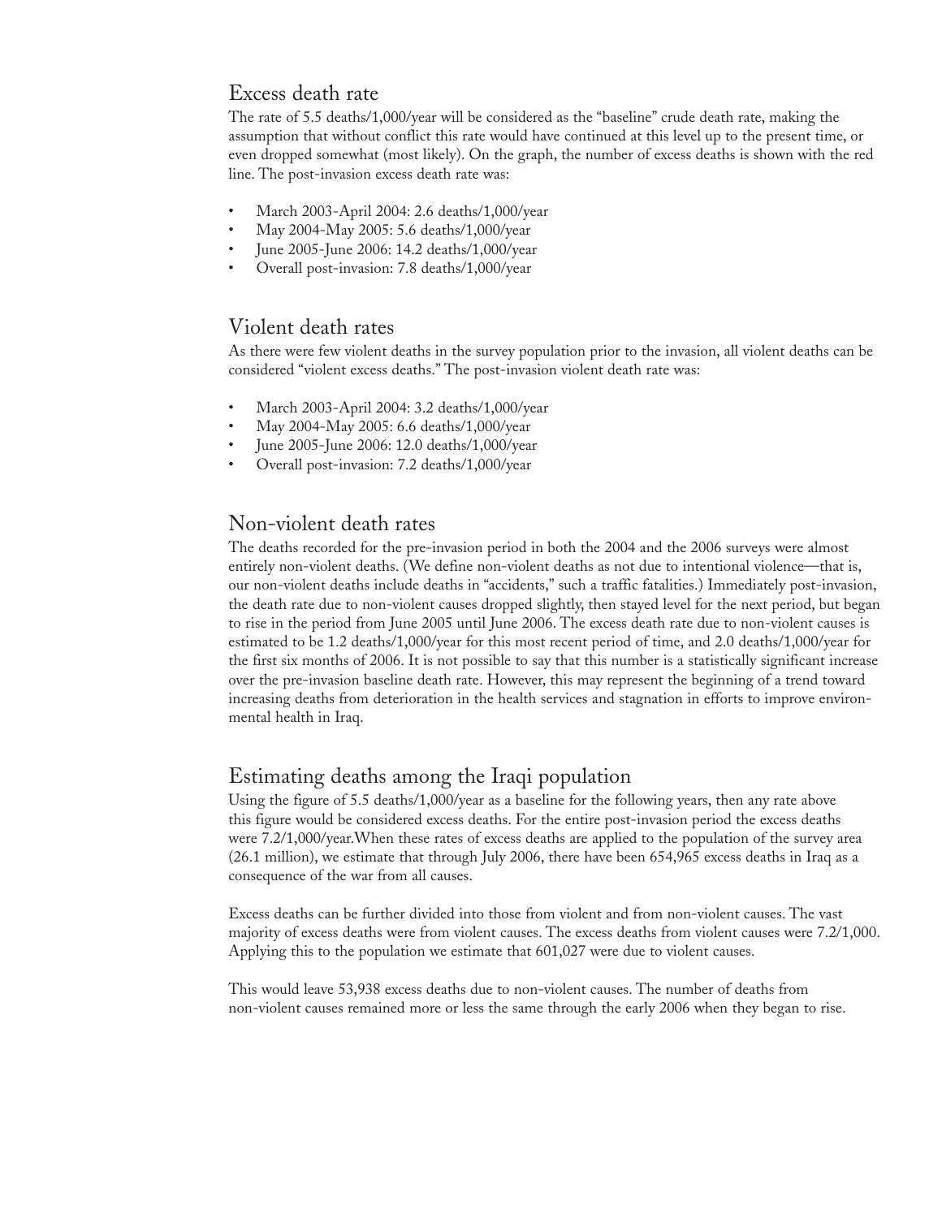## Excess death rate

The rate of 5.5 deaths/1,000/year will be considered as the "baseline" crude death rate, making the assumption that without conflict this rate would have continued at this level up to the present time, or even dropped somewhat (most likely). On the graph, the number of excess deaths is shown with the red line. The post-invasion excess death rate was:

- March 2003-April 2004: 2.6 deaths/1,000/year
- May 2004-May 2005: 5.6 deaths/1,000/year
- June 2005-June 2006: 14.2 deaths/1,000/year
- Overall post-invasion: 7.8 deaths/1,000/year

## Violent death rates

As there were few violent deaths in the survey population prior to the invasion, all violent deaths can be considered "violent excess deaths." The post-invasion violent death rate was:

- March 2003-April 2004: 3.2 deaths/1,000/year
- May 2004-May 2005: 6.6 deaths/1,000/year
- June 2005-June 2006: 12.0 deaths/1,000/year
- Overall post-invasion: 7.2 deaths/1,000/year

## Non-violent death rates

The deaths recorded for the pre-invasion period in both the 2004 and the 2006 surveys were almost entirely non-violent deaths. (We define non-violent deaths as not due to intentional violence—that is, our non-violent deaths include deaths in "accidents," such a traffic fatalities.) Immediately post-invasion, the death rate due to non-violent causes dropped slightly, then stayed level for the next period, but began to rise in the period from June 2005 until June 2006. The excess death rate due to non-violent causes is estimated to be 1.2 deaths/1,000/year for this most recent period of time, and 2.0 deaths/1,000/year for the first six months of 2006. It is not possible to say that this number is a statistically significant increase over the pre-invasion baseline death rate. However, this may represent the beginning of a trend toward increasing deaths from deterioration in the health services and stagnation in efforts to improve environmental health in Iraq.

## Estimating deaths among the Iraqi population

Using the figure of 5.5 deaths/1,000/year as a baseline for the following years, then any rate above this figure would be considered excess deaths. For the entire post-invasion period the excess deaths were 7.2/1,000/year.When these rates of excess deaths are applied to the population of the survey area (26.1 million), we estimate that through July 2006, there have been 654,965 excess deaths in Iraq as a consequence of the war from all causes.

Excess deaths can be further divided into those from violent and from non-violent causes. The vast majority of excess deaths were from violent causes. The excess deaths from violent causes were 7.2/1,000. Applying this to the population we estimate that 601,027 were due to violent causes.

This would leave 53,938 excess deaths due to non-violent causes. The number of deaths from non-violent causes remained more or less the same through the early 2006 when they began to rise.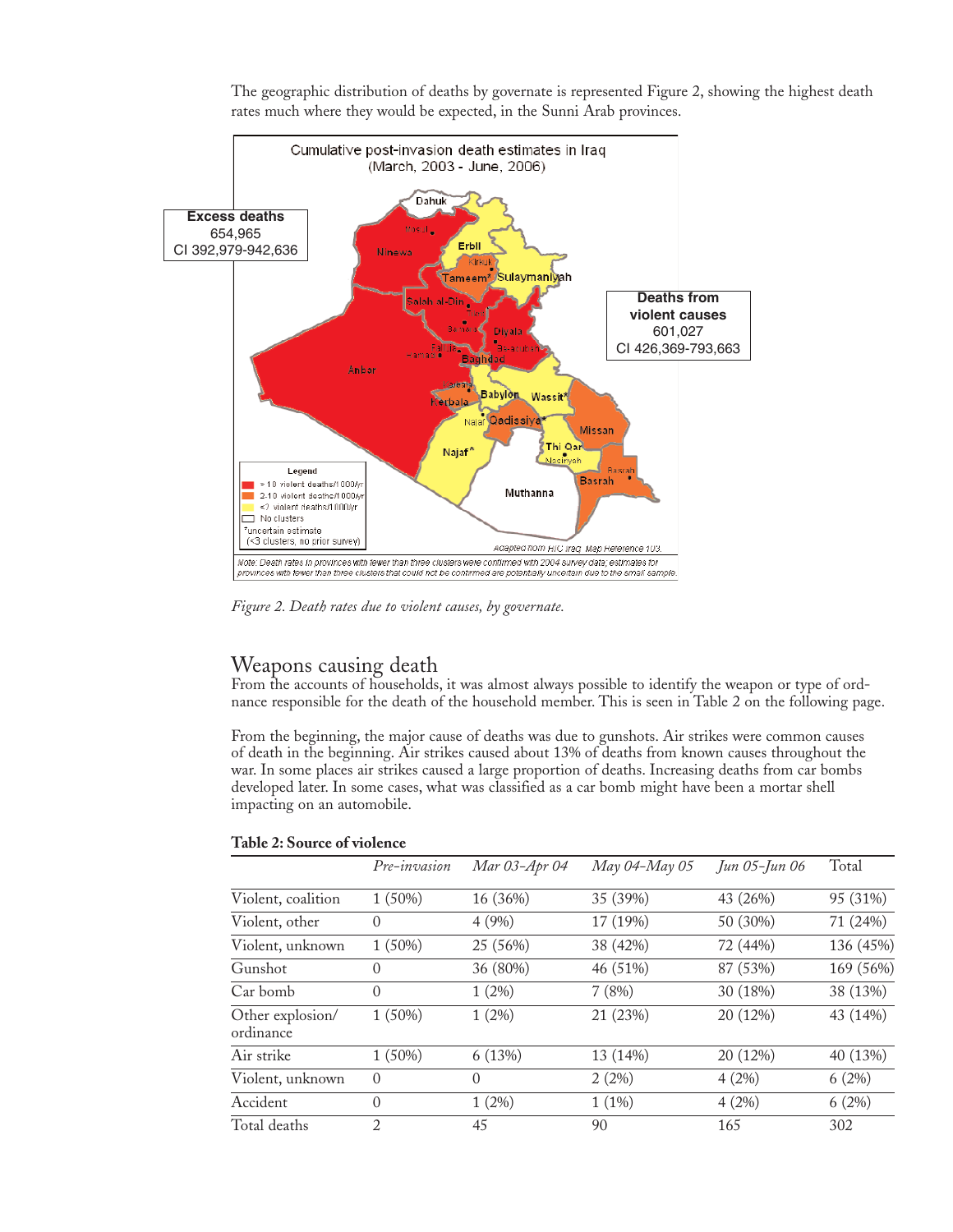The geographic distribution of deaths by governate is represented Figure 2, showing the highest death rates much where they would be expected, in the Sunni Arab provinces.

*Figure 2. Death rates due to violent causes, by governate.*

## Weapons causing death

From the accounts of households, it was almost always possible to identify the weapon or type of ordnance responsible for the death of the household member. This is seen in Table 2 on the following page.

From the beginning, the major cause of deaths was due to gunshots. Air strikes were common causes of death in the beginning. Air strikes caused about 13% of deaths from known causes throughout the war. In some places air strikes caused a large proportion of deaths. Increasing deaths from car bombs developed later. In some cases, what was classified as a car bomb might have been a mortar shell impacting on an automobile.

**Table 2: Source of violence**

| | *Pre-invasion* | *Mar 03-Apr 04* | *May 04-May 05* | *Jun 05-Jun 06* | Total |
|---|---|---|---|---|---|
| Violent, coalition | 1 (50%) | 16 (36%) | 35 (39%) | 43 (26%) | 95 (31%) |
| Violent, other | 0 | 4 (9%) | 17 (19%) | 50 (30%) | 71 (24%) |
| Violent, unknown | 1 (50%) | 25 (56%) | 38 (42%) | 72 (44%) | 136 (45%) |
| Gunshot | 0 | 36 (80%) | 46 (51%) | 87 (53%) | 169 (56%) |
| Car bomb | 0 | 1 (2%) | 7 (8%) | 30 (18%) | 38 (13%) |
| Other explosion/ ordinance | 1 (50%) | 1 (2%) | 21 (23%) | 20 (12%) | 43 (14%) |
| Air strike | 1 (50%) | 6 (13%) | 13 (14%) | 20 (12%) | 40 (13%) |
| Violent, unknown | 0 | 0 | 2 (2%) | 4 (2%) | 6 (2%) |
| Accident | 0 | 1 (2%) | 1 (1%) | 4 (2%) | 6 (2%) |
| Total deaths | 2 | 45 | 90 | 165 | 302 |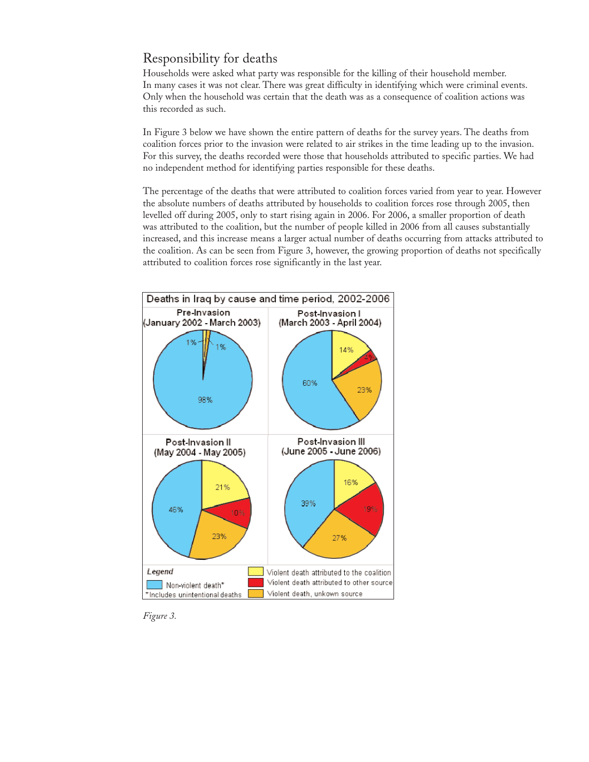## Responsibility for deaths

Households were asked what party was responsible for the killing of their household member. In many cases it was not clear. There was great difficulty in identifying which were criminal events. Only when the household was certain that the death was as a consequence of coalition actions was this recorded as such.

In Figure 3 below we have shown the entire pattern of deaths for the survey years. The deaths from coalition forces prior to the invasion were related to air strikes in the time leading up to the invasion. For this survey, the deaths recorded were those that households attributed to specific parties. We had no independent method for identifying parties responsible for these deaths.

The percentage of the deaths that were attributed to coalition forces varied from year to year. However the absolute numbers of deaths attributed by households to coalition forces rose through 2005, then levelled off during 2005, only to start rising again in 2006. For 2006, a smaller proportion of death was attributed to the coalition, but the number of people killed in 2006 from all causes substantially increased, and this increase means a larger actual number of deaths occurring from attacks attributed to the coalition. As can be seen from Figure 3, however, the growing proportion of deaths not specifically attributed to coalition forces rose significantly in the last year.

Deaths in Iraq by cause and time period, 2002-2006

| Time period | Non-violent death* | Violent death attributed to the coalition | Violent death attributed to other source | Violent death, unkown source |
|---|---|---|---|---|
| Pre-Invasion (January 2002 - March 2003) | 98% | 1% | | 1% |
| Post-Invasion I (March 2003 - April 2004) | 60% | 14% | 4% | 23% |
| Post-Invasion II (May 2004 - May 2005) | 46% | 21% | 10% | 23% |
| Post-Invasion III (June 2005 - June 2006) | 39% | 16% | 19% | 27% |

*Includes unintentional deaths

*Figure 3.*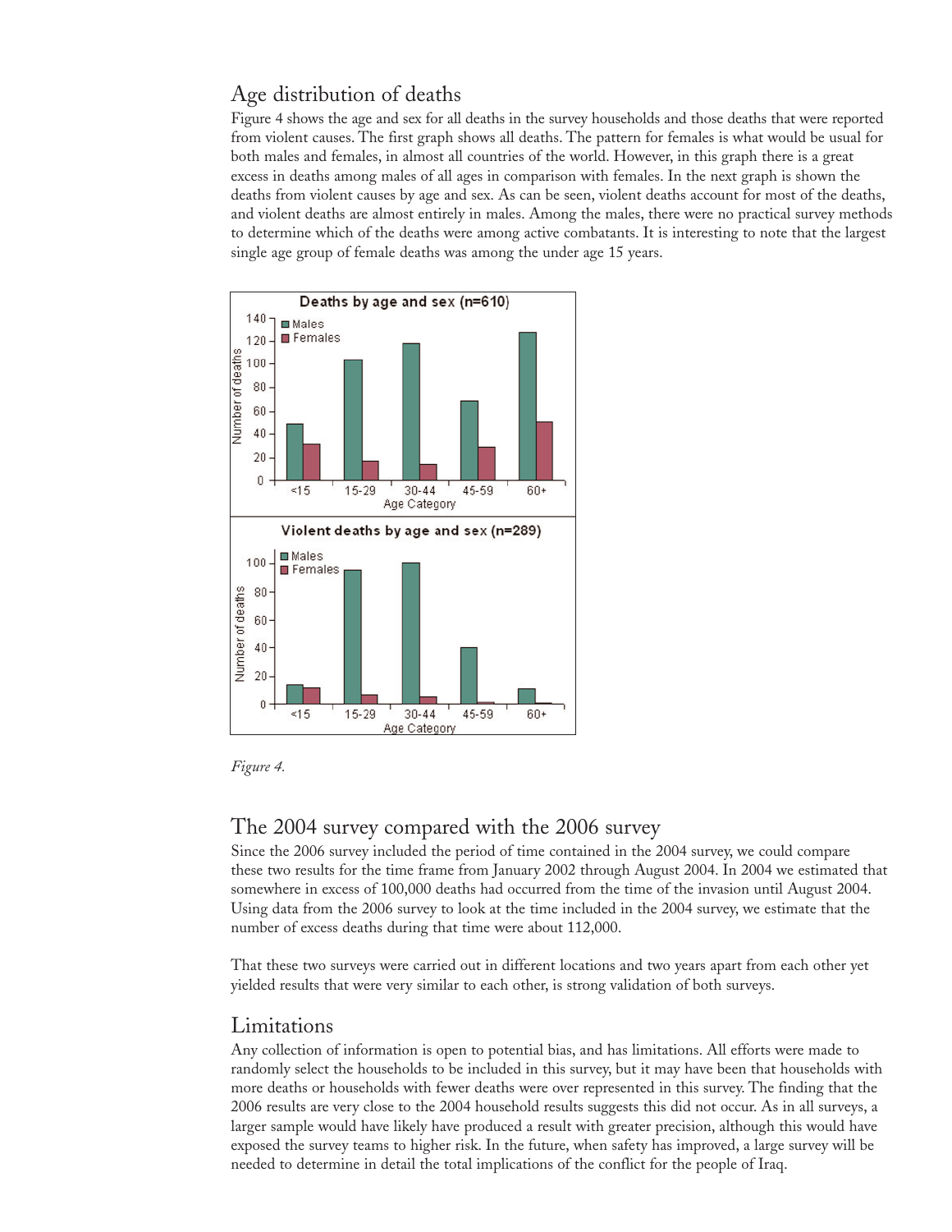## Age distribution of deaths

Figure 4 shows the age and sex for all deaths in the survey households and those deaths that were reported from violent causes. The first graph shows all deaths. The pattern for females is what would be usual for both males and females, in almost all countries of the world. However, in this graph there is a great excess in deaths among males of all ages in comparison with females. In the next graph is shown the deaths from violent causes by age and sex. As can be seen, violent deaths account for most of the deaths, and violent deaths are almost entirely in males. Among the males, there were no practical survey methods to determine which of the deaths were among active combatants. It is interesting to note that the largest single age group of female deaths was among the under age 15 years.

*Figure 4.*

## The 2004 survey compared with the 2006 survey

Since the 2006 survey included the period of time contained in the 2004 survey, we could compare these two results for the time frame from January 2002 through August 2004. In 2004 we estimated that somewhere in excess of 100,000 deaths had occurred from the time of the invasion until August 2004. Using data from the 2006 survey to look at the time included in the 2004 survey, we estimate that the number of excess deaths during that time were about 112,000.

That these two surveys were carried out in different locations and two years apart from each other yet yielded results that were very similar to each other, is strong validation of both surveys.

## Limitations

Any collection of information is open to potential bias, and has limitations. All efforts were made to randomly select the households to be included in this survey, but it may have been that households with more deaths or households with fewer deaths were over represented in this survey. The finding that the 2006 results are very close to the 2004 household results suggests this did not occur. As in all surveys, a larger sample would have likely have produced a result with greater precision, although this would have exposed the survey teams to higher risk. In the future, when safety has improved, a large survey will be needed to determine in detail the total implications of the conflict for the people of Iraq.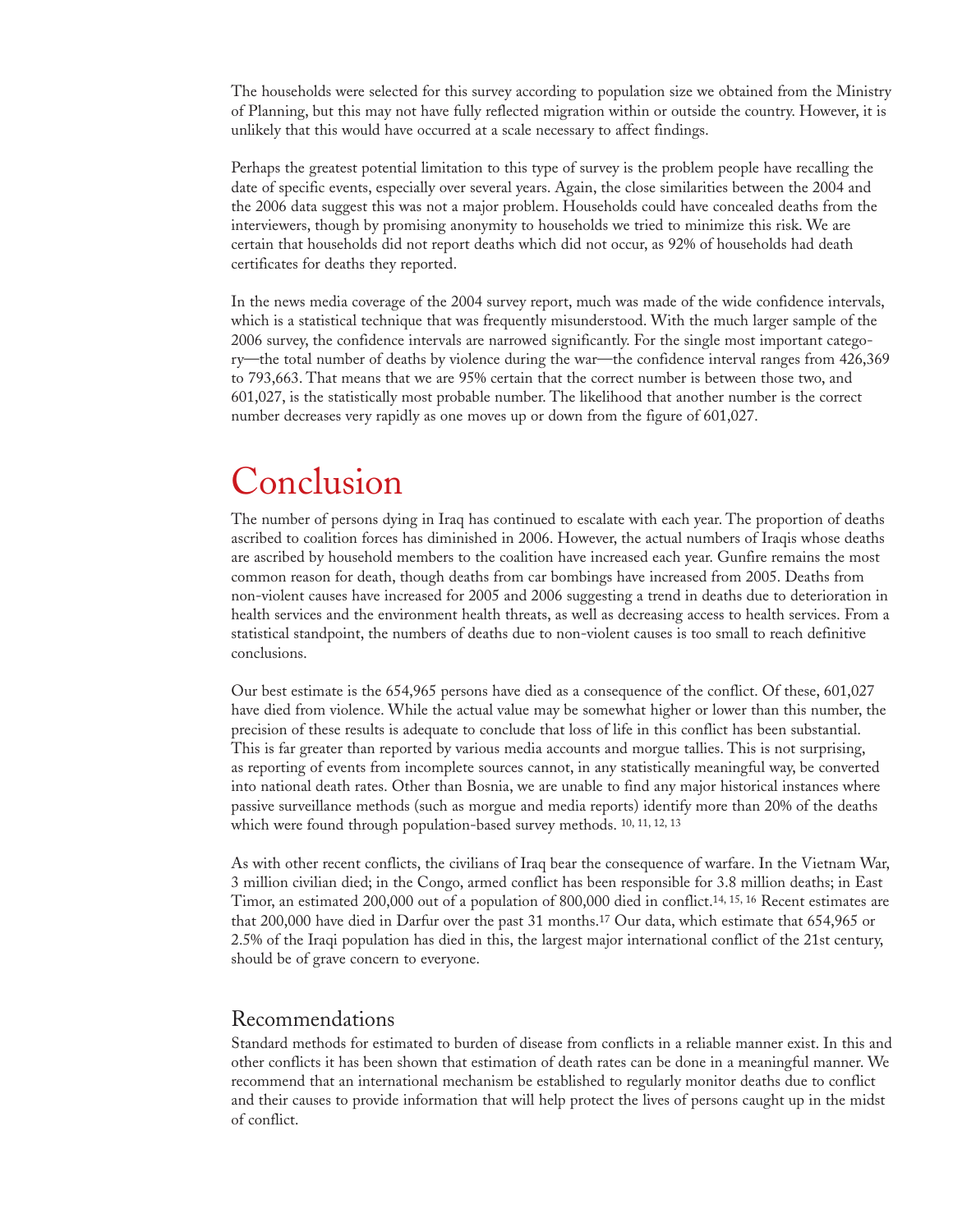The households were selected for this survey according to population size we obtained from the Ministry of Planning, but this may not have fully reflected migration within or outside the country. However, it is unlikely that this would have occurred at a scale necessary to affect findings.

Perhaps the greatest potential limitation to this type of survey is the problem people have recalling the date of specific events, especially over several years. Again, the close similarities between the 2004 and the 2006 data suggest this was not a major problem. Households could have concealed deaths from the interviewers, though by promising anonymity to households we tried to minimize this risk. We are certain that households did not report deaths which did not occur, as 92% of households had death certificates for deaths they reported.

In the news media coverage of the 2004 survey report, much was made of the wide confidence intervals, which is a statistical technique that was frequently misunderstood. With the much larger sample of the 2006 survey, the confidence intervals are narrowed significantly. For the single most important category—the total number of deaths by violence during the war—the confidence interval ranges from 426,369 to 793,663. That means that we are 95% certain that the correct number is between those two, and 601,027, is the statistically most probable number. The likelihood that another number is the correct number decreases very rapidly as one moves up or down from the figure of 601,027.

# Conclusion

The number of persons dying in Iraq has continued to escalate with each year. The proportion of deaths ascribed to coalition forces has diminished in 2006. However, the actual numbers of Iraqis whose deaths are ascribed by household members to the coalition have increased each year. Gunfire remains the most common reason for death, though deaths from car bombings have increased from 2005. Deaths from non-violent causes have increased for 2005 and 2006 suggesting a trend in deaths due to deterioration in health services and the environment health threats, as well as decreasing access to health services. From a statistical standpoint, the numbers of deaths due to non-violent causes is too small to reach definitive conclusions.

Our best estimate is the 654,965 persons have died as a consequence of the conflict. Of these, 601,027 have died from violence. While the actual value may be somewhat higher or lower than this number, the precision of these results is adequate to conclude that loss of life in this conflict has been substantial. This is far greater than reported by various media accounts and morgue tallies. This is not surprising, as reporting of events from incomplete sources cannot, in any statistically meaningful way, be converted into national death rates. Other than Bosnia, we are unable to find any major historical instances where passive surveillance methods (such as morgue and media reports) identify more than 20% of the deaths which were found through population-based survey methods. [10, 11, 12, 13]

As with other recent conflicts, the civilians of Iraq bear the consequence of warfare. In the Vietnam War, 3 million civilian died; in the Congo, armed conflict has been responsible for 3.8 million deaths; in East Timor, an estimated 200,000 out of a population of 800,000 died in conflict.[14, 15, 16] Recent estimates are that 200,000 have died in Darfur over the past 31 months.[17] Our data, which estimate that 654,965 or 2.5% of the Iraqi population has died in this, the largest major international conflict of the 21st century, should be of grave concern to everyone.

## Recommendations

Standard methods for estimated to burden of disease from conflicts in a reliable manner exist. In this and other conflicts it has been shown that estimation of death rates can be done in a meaningful manner. We recommend that an international mechanism be established to regularly monitor deaths due to conflict and their causes to provide information that will help protect the lives of persons caught up in the midst of conflict.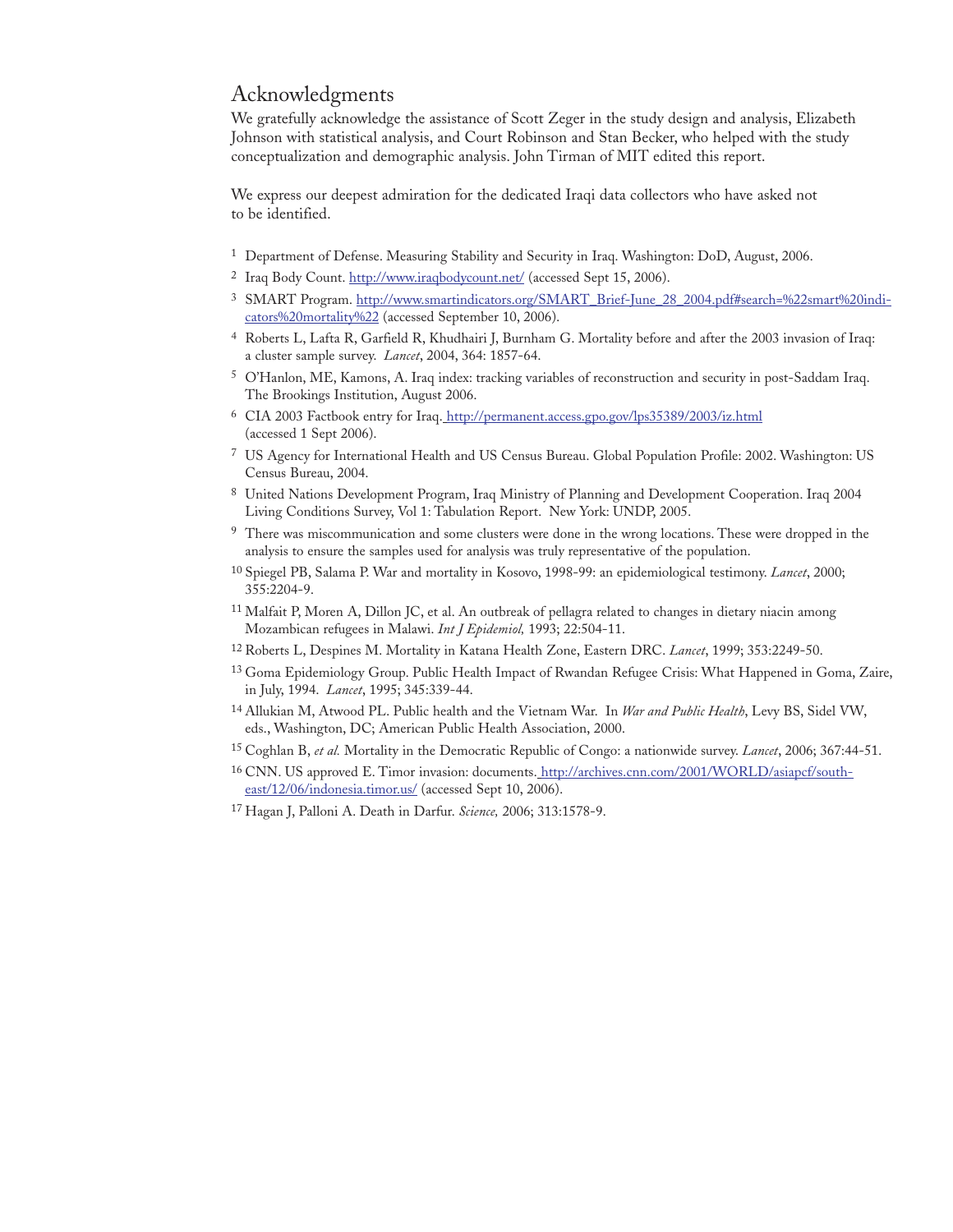## Acknowledgments

We gratefully acknowledge the assistance of Scott Zeger in the study design and analysis, Elizabeth Johnson with statistical analysis, and Court Robinson and Stan Becker, who helped with the study conceptualization and demographic analysis. John Tirman of MIT edited this report.

We express our deepest admiration for the dedicated Iraqi data collectors who have asked not to be identified.

1. Department of Defense. Measuring Stability and Security in Iraq. Washington: DoD, August, 2006.
2. Iraq Body Count. http://www.iraqbodycount.net/ (accessed Sept 15, 2006).
3. SMART Program. http://www.smartindicators.org/SMART_Brief-June_28_2004.pdf#search=%22smart%20indicators%20mortality%22 (accessed September 10, 2006).
4. Roberts L, Lafta R, Garfield R, Khudhairi J, Burnham G. Mortality before and after the 2003 invasion of Iraq: a cluster sample survey. *Lancet*, 2004, 364: 1857-64.
5. O'Hanlon, ME, Kamons, A. Iraq index: tracking variables of reconstruction and security in post-Saddam Iraq. The Brookings Institution, August 2006.
6. CIA 2003 Factbook entry for Iraq. http://permanent.access.gpo.gov/lps35389/2003/iz.html (accessed 1 Sept 2006).
7. US Agency for International Health and US Census Bureau. Global Population Profile: 2002. Washington: US Census Bureau, 2004.
8. United Nations Development Program, Iraq Ministry of Planning and Development Cooperation. Iraq 2004 Living Conditions Survey, Vol 1: Tabulation Report. New York: UNDP, 2005.
9. There was miscommunication and some clusters were done in the wrong locations. These were dropped in the analysis to ensure the samples used for analysis was truly representative of the population.
10. Spiegel PB, Salama P. War and mortality in Kosovo, 1998-99: an epidemiological testimony. *Lancet*, 2000; 355:2204-9.
11. Malfait P, Moren A, Dillon JC, et al. An outbreak of pellagra related to changes in dietary niacin among Mozambican refugees in Malawi. *Int J Epidemiol,* 1993; 22:504-11.
12. Roberts L, Despines M. Mortality in Katana Health Zone, Eastern DRC. *Lancet*, 1999; 353:2249-50.
13. Goma Epidemiology Group. Public Health Impact of Rwandan Refugee Crisis: What Happened in Goma, Zaire, in July, 1994. *Lancet*, 1995; 345:339-44.
14. Allukian M, Atwood PL. Public health and the Vietnam War. In *War and Public Health*, Levy BS, Sidel VW, eds., Washington, DC; American Public Health Association, 2000.
15. Coghlan B, *et al.* Mortality in the Democratic Republic of Congo: a nationwide survey. *Lancet*, 2006; 367:44-51.
16. CNN. US approved E. Timor invasion: documents. http://archives.cnn.com/2001/WORLD/asiapcf/southeast/12/06/indonesia.timor.us/ (accessed Sept 10, 2006).
17. Hagan J, Palloni A. Death in Darfur. *Science,* 2006; 313:1578-9.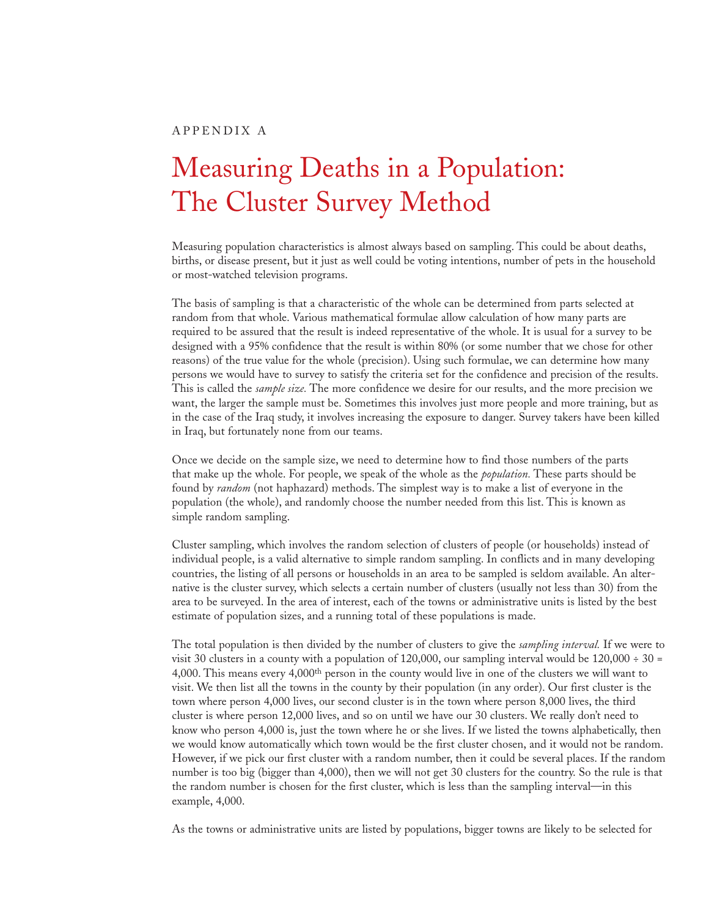APPENDIX A

# Measuring Deaths in a Population: The Cluster Survey Method

Measuring population characteristics is almost always based on sampling. This could be about deaths, births, or disease present, but it just as well could be voting intentions, number of pets in the household or most-watched television programs.

The basis of sampling is that a characteristic of the whole can be determined from parts selected at random from that whole. Various mathematical formulae allow calculation of how many parts are required to be assured that the result is indeed representative of the whole. It is usual for a survey to be designed with a 95% confidence that the result is within 80% (or some number that we chose for other reasons) of the true value for the whole (precision). Using such formulae, we can determine how many persons we would have to survey to satisfy the criteria set for the confidence and precision of the results. This is called the *sample size.* The more confidence we desire for our results, and the more precision we want, the larger the sample must be. Sometimes this involves just more people and more training, but as in the case of the Iraq study, it involves increasing the exposure to danger. Survey takers have been killed in Iraq, but fortunately none from our teams.

Once we decide on the sample size, we need to determine how to find those numbers of the parts that make up the whole. For people, we speak of the whole as the *population.* These parts should be found by *random* (not haphazard) methods. The simplest way is to make a list of everyone in the population (the whole), and randomly choose the number needed from this list. This is known as simple random sampling.

Cluster sampling, which involves the random selection of clusters of people (or households) instead of individual people, is a valid alternative to simple random sampling. In conflicts and in many developing countries, the listing of all persons or households in an area to be sampled is seldom available. An alternative is the cluster survey, which selects a certain number of clusters (usually not less than 30) from the area to be surveyed. In the area of interest, each of the towns or administrative units is listed by the best estimate of population sizes, and a running total of these populations is made.

The total population is then divided by the number of clusters to give the *sampling interval.* If we were to visit 30 clusters in a county with a population of 120,000, our sampling interval would be 120,000 ÷ 30 = 4,000. This means every 4,000th person in the county would live in one of the clusters we will want to visit. We then list all the towns in the county by their population (in any order). Our first cluster is the town where person 4,000 lives, our second cluster is in the town where person 8,000 lives, the third cluster is where person 12,000 lives, and so on until we have our 30 clusters. We really don't need to know who person 4,000 is, just the town where he or she lives. If we listed the towns alphabetically, then we would know automatically which town would be the first cluster chosen, and it would not be random. However, if we pick our first cluster with a random number, then it could be several places. If the random number is too big (bigger than 4,000), then we will not get 30 clusters for the country. So the rule is that the random number is chosen for the first cluster, which is less than the sampling interval—in this example, 4,000.

As the towns or administrative units are listed by populations, bigger towns are likely to be selected for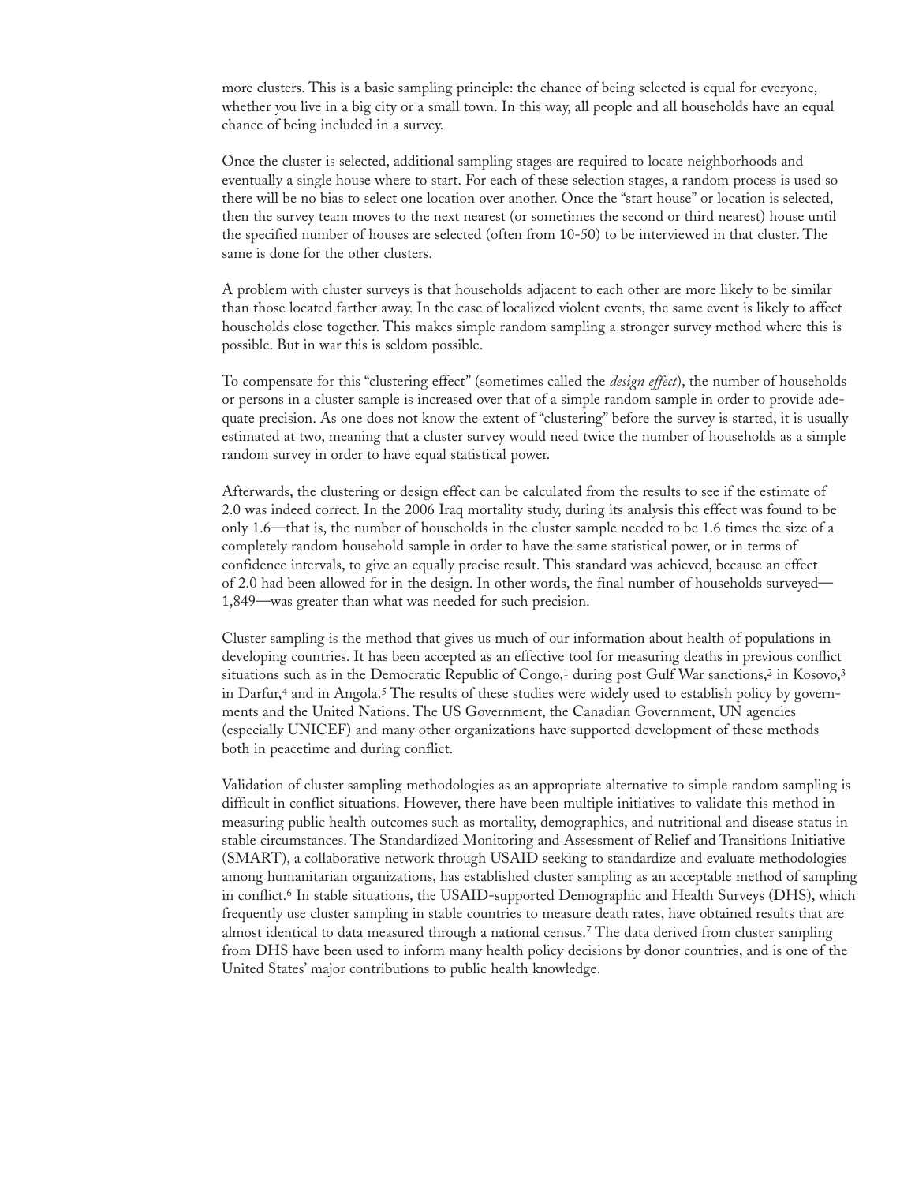more clusters. This is a basic sampling principle: the chance of being selected is equal for everyone, whether you live in a big city or a small town. In this way, all people and all households have an equal chance of being included in a survey.

Once the cluster is selected, additional sampling stages are required to locate neighborhoods and eventually a single house where to start. For each of these selection stages, a random process is used so there will be no bias to select one location over another. Once the "start house" or location is selected, then the survey team moves to the next nearest (or sometimes the second or third nearest) house until the specified number of houses are selected (often from 10-50) to be interviewed in that cluster. The same is done for the other clusters.

A problem with cluster surveys is that households adjacent to each other are more likely to be similar than those located farther away. In the case of localized violent events, the same event is likely to affect households close together. This makes simple random sampling a stronger survey method where this is possible. But in war this is seldom possible.

To compensate for this "clustering effect" (sometimes called the *design effect*), the number of households or persons in a cluster sample is increased over that of a simple random sample in order to provide adequate precision. As one does not know the extent of "clustering" before the survey is started, it is usually estimated at two, meaning that a cluster survey would need twice the number of households as a simple random survey in order to have equal statistical power.

Afterwards, the clustering or design effect can be calculated from the results to see if the estimate of 2.0 was indeed correct. In the 2006 Iraq mortality study, during its analysis this effect was found to be only 1.6—that is, the number of households in the cluster sample needed to be 1.6 times the size of a completely random household sample in order to have the same statistical power, or in terms of confidence intervals, to give an equally precise result. This standard was achieved, because an effect of 2.0 had been allowed for in the design. In other words, the final number of households surveyed—1,849—was greater than what was needed for such precision.

Cluster sampling is the method that gives us much of our information about health of populations in developing countries. It has been accepted as an effective tool for measuring deaths in previous conflict situations such as in the Democratic Republic of Congo,[1] during post Gulf War sanctions,[2] in Kosovo,[3] in Darfur,[4] and in Angola.[5] The results of these studies were widely used to establish policy by governments and the United Nations. The US Government, the Canadian Government, UN agencies (especially UNICEF) and many other organizations have supported development of these methods both in peacetime and during conflict.

Validation of cluster sampling methodologies as an appropriate alternative to simple random sampling is difficult in conflict situations. However, there have been multiple initiatives to validate this method in measuring public health outcomes such as mortality, demographics, and nutritional and disease status in stable circumstances. The Standardized Monitoring and Assessment of Relief and Transitions Initiative (SMART), a collaborative network through USAID seeking to standardize and evaluate methodologies among humanitarian organizations, has established cluster sampling as an acceptable method of sampling in conflict.[6] In stable situations, the USAID-supported Demographic and Health Surveys (DHS), which frequently use cluster sampling in stable countries to measure death rates, have obtained results that are almost identical to data measured through a national census.[7] The data derived from cluster sampling from DHS have been used to inform many health policy decisions by donor countries, and is one of the United States' major contributions to public health knowledge.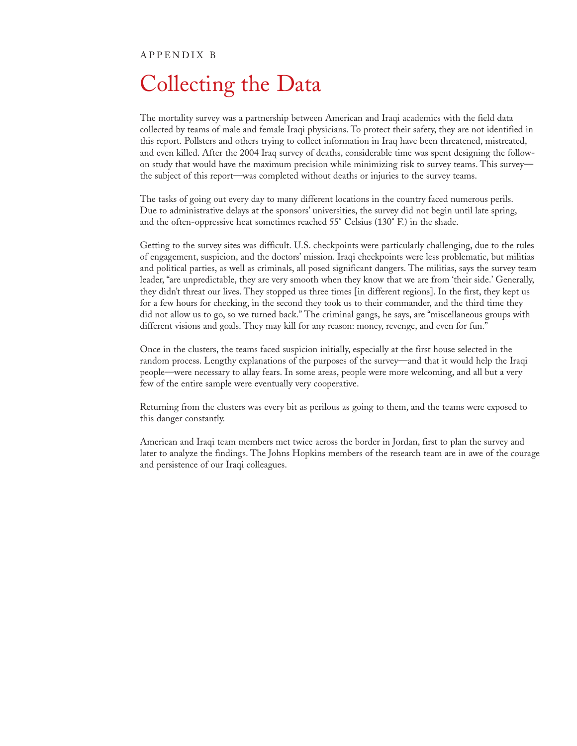APPENDIX B

# Collecting the Data

The mortality survey was a partnership between American and Iraqi academics with the field data collected by teams of male and female Iraqi physicians. To protect their safety, they are not identified in this report. Pollsters and others trying to collect information in Iraq have been threatened, mistreated, and even killed. After the 2004 Iraq survey of deaths, considerable time was spent designing the follow-on study that would have the maximum precision while minimizing risk to survey teams. This survey—the subject of this report—was completed without deaths or injuries to the survey teams.

The tasks of going out every day to many different locations in the country faced numerous perils. Due to administrative delays at the sponsors' universities, the survey did not begin until late spring, and the often-oppressive heat sometimes reached 55° Celsius (130° F.) in the shade.

Getting to the survey sites was difficult. U.S. checkpoints were particularly challenging, due to the rules of engagement, suspicion, and the doctors' mission. Iraqi checkpoints were less problematic, but militias and political parties, as well as criminals, all posed significant dangers. The militias, says the survey team leader, "are unpredictable, they are very smooth when they know that we are from 'their side.' Generally, they didn't threat our lives. They stopped us three times [in different regions]. In the first, they kept us for a few hours for checking, in the second they took us to their commander, and the third time they did not allow us to go, so we turned back." The criminal gangs, he says, are "miscellaneous groups with different visions and goals. They may kill for any reason: money, revenge, and even for fun."

Once in the clusters, the teams faced suspicion initially, especially at the first house selected in the random process. Lengthy explanations of the purposes of the survey—and that it would help the Iraqi people—were necessary to allay fears. In some areas, people were more welcoming, and all but a very few of the entire sample were eventually very cooperative.

Returning from the clusters was every bit as perilous as going to them, and the teams were exposed to this danger constantly.

American and Iraqi team members met twice across the border in Jordan, first to plan the survey and later to analyze the findings. The Johns Hopkins members of the research team are in awe of the courage and persistence of our Iraqi colleagues.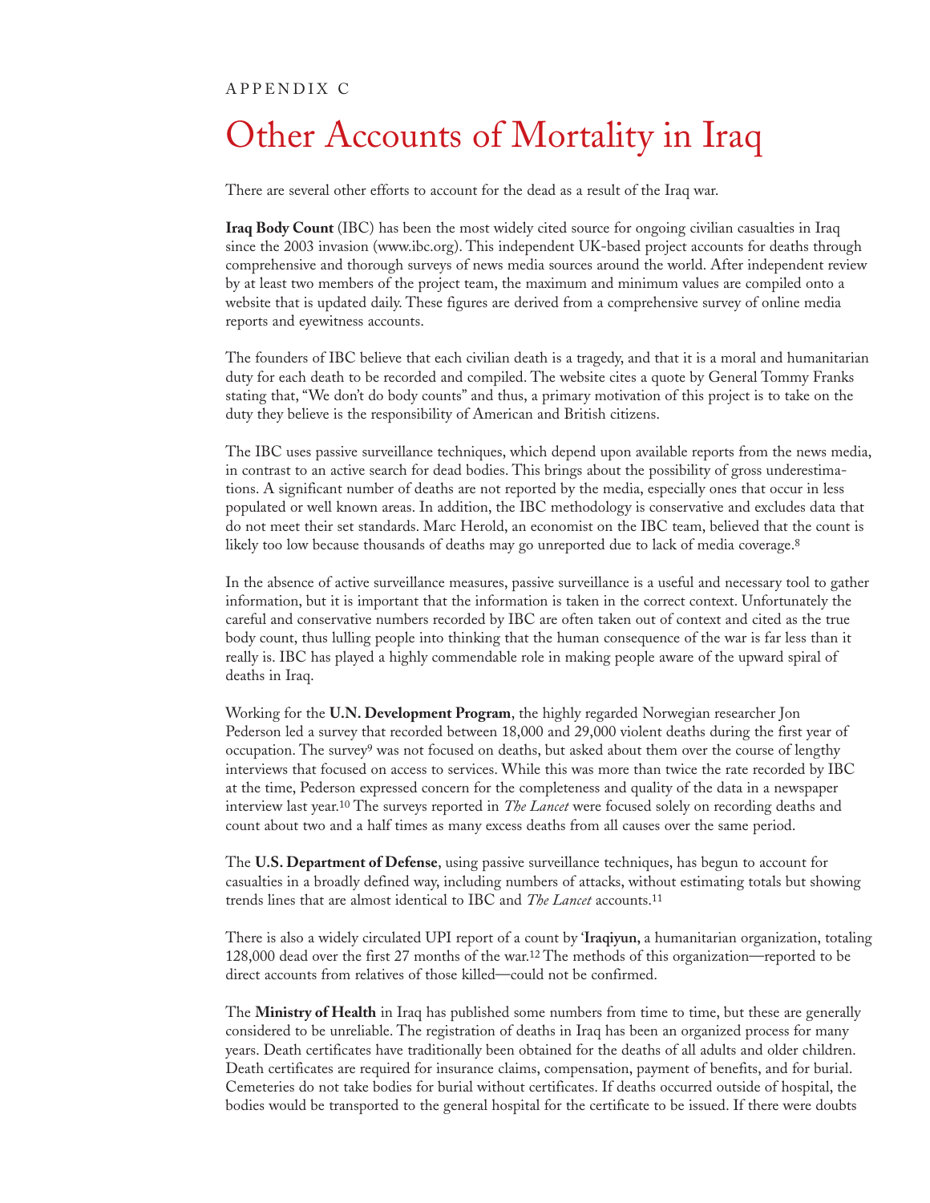APPENDIX C

# Other Accounts of Mortality in Iraq

There are several other efforts to account for the dead as a result of the Iraq war.

**Iraq Body Count** (IBC) has been the most widely cited source for ongoing civilian casualties in Iraq since the 2003 invasion (www.ibc.org). This independent UK-based project accounts for deaths through comprehensive and thorough surveys of news media sources around the world. After independent review by at least two members of the project team, the maximum and minimum values are compiled onto a website that is updated daily. These figures are derived from a comprehensive survey of online media reports and eyewitness accounts.

The founders of IBC believe that each civilian death is a tragedy, and that it is a moral and humanitarian duty for each death to be recorded and compiled. The website cites a quote by General Tommy Franks stating that, "We don't do body counts" and thus, a primary motivation of this project is to take on the duty they believe is the responsibility of American and British citizens.

The IBC uses passive surveillance techniques, which depend upon available reports from the news media, in contrast to an active search for dead bodies. This brings about the possibility of gross underestimations. A significant number of deaths are not reported by the media, especially ones that occur in less populated or well known areas. In addition, the IBC methodology is conservative and excludes data that do not meet their set standards. Marc Herold, an economist on the IBC team, believed that the count is likely too low because thousands of deaths may go unreported due to lack of media coverage.[8]

In the absence of active surveillance measures, passive surveillance is a useful and necessary tool to gather information, but it is important that the information is taken in the correct context. Unfortunately the careful and conservative numbers recorded by IBC are often taken out of context and cited as the true body count, thus lulling people into thinking that the human consequence of the war is far less than it really is. IBC has played a highly commendable role in making people aware of the upward spiral of deaths in Iraq.

Working for the **U.N. Development Program**, the highly regarded Norwegian researcher Jon Pederson led a survey that recorded between 18,000 and 29,000 violent deaths during the first year of occupation. The survey[9] was not focused on deaths, but asked about them over the course of lengthy interviews that focused on access to services. While this was more than twice the rate recorded by IBC at the time, Pederson expressed concern for the completeness and quality of the data in a newspaper interview last year.[10] The surveys reported in *The Lancet* were focused solely on recording deaths and count about two and a half times as many excess deaths from all causes over the same period.

The **U.S. Department of Defense**, using passive surveillance techniques, has begun to account for casualties in a broadly defined way, including numbers of attacks, without estimating totals but showing trends lines that are almost identical to IBC and *The Lancet* accounts.[11]

There is also a widely circulated UPI report of a count by '**Iraqiyun**, a humanitarian organization, totaling 128,000 dead over the first 27 months of the war.[12] The methods of this organization—reported to be direct accounts from relatives of those killed—could not be confirmed.

The **Ministry of Health** in Iraq has published some numbers from time to time, but these are generally considered to be unreliable. The registration of deaths in Iraq has been an organized process for many years. Death certificates have traditionally been obtained for the deaths of all adults and older children. Death certificates are required for insurance claims, compensation, payment of benefits, and for burial. Cemeteries do not take bodies for burial without certificates. If deaths occurred outside of hospital, the bodies would be transported to the general hospital for the certificate to be issued. If there were doubts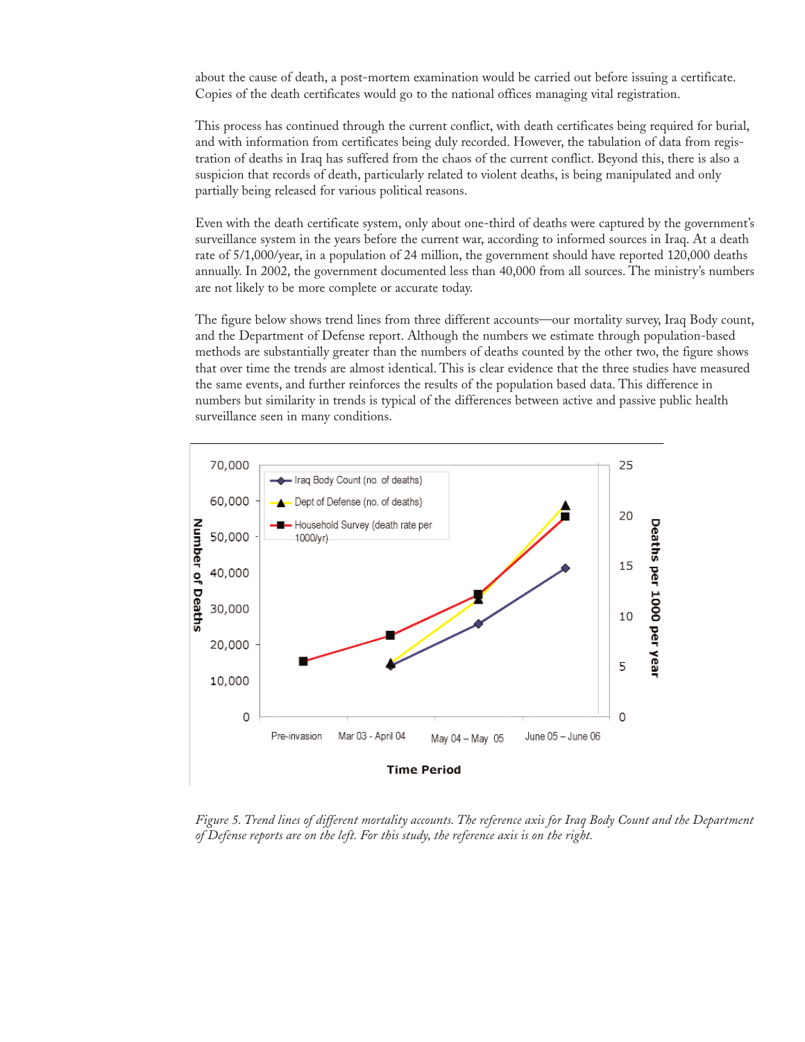about the cause of death, a post-mortem examination would be carried out before issuing a certificate. Copies of the death certificates would go to the national offices managing vital registration.

This process has continued through the current conflict, with death certificates being required for burial, and with information from certificates being duly recorded. However, the tabulation of data from registration of deaths in Iraq has suffered from the chaos of the current conflict. Beyond this, there is also a suspicion that records of death, particularly related to violent deaths, is being manipulated and only partially being released for various political reasons.

Even with the death certificate system, only about one-third of deaths were captured by the government's surveillance system in the years before the current war, according to informed sources in Iraq. At a death rate of 5/1,000/year, in a population of 24 million, the government should have reported 120,000 deaths annually. In 2002, the government documented less than 40,000 from all sources. The ministry's numbers are not likely to be more complete or accurate today.

The figure below shows trend lines from three different accounts—our mortality survey, Iraq Body count, and the Department of Defense report. Although the numbers we estimate through population-based methods are substantially greater than the numbers of deaths counted by the other two, the figure shows that over time the trends are almost identical. This is clear evidence that the three studies have measured the same events, and further reinforces the results of the population based data. This difference in numbers but similarity in trends is typical of the differences between active and passive public health surveillance seen in many conditions.

*Figure 5. Trend lines of different mortality accounts. The reference axis for Iraq Body Count and the Department of Defense reports are on the left. For this study, the reference axis is on the right.*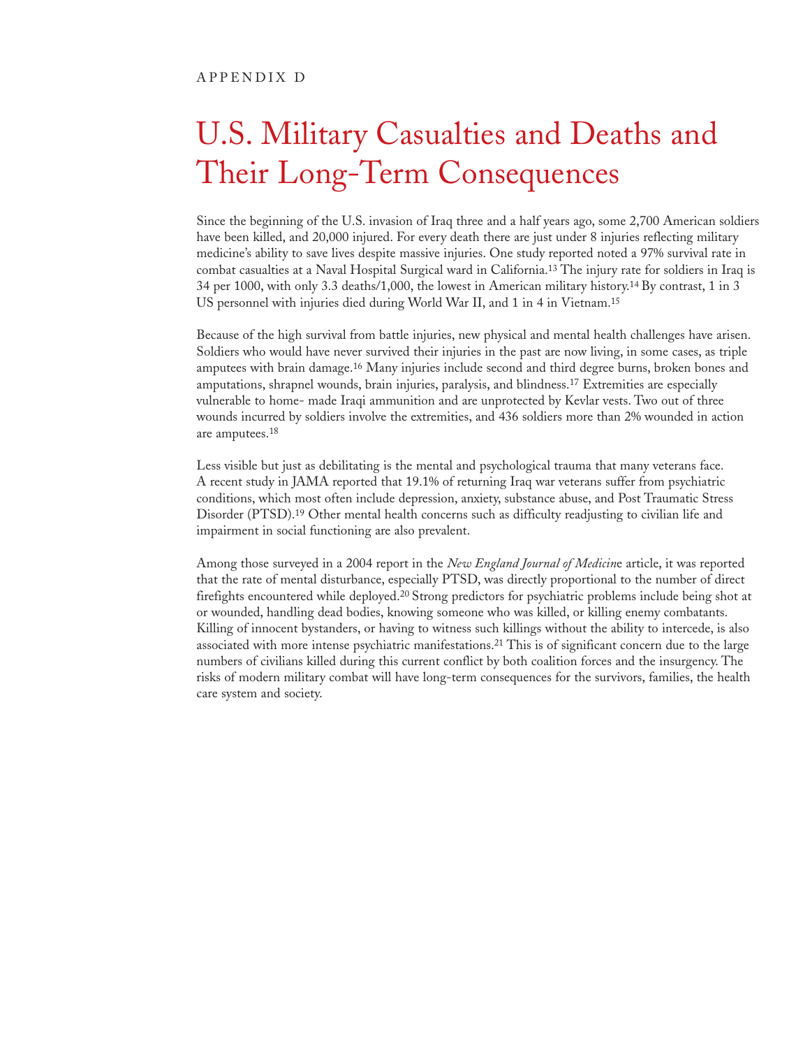APPENDIX D

# U.S. Military Casualties and Deaths and Their Long-Term Consequences

Since the beginning of the U.S. invasion of Iraq three and a half years ago, some 2,700 American soldiers have been killed, and 20,000 injured. For every death there are just under 8 injuries reflecting military medicine's ability to save lives despite massive injuries. One study reported noted a 97% survival rate in combat casualties at a Naval Hospital Surgical ward in California.[13] The injury rate for soldiers in Iraq is 34 per 1000, with only 3.3 deaths/1,000, the lowest in American military history.[14] By contrast, 1 in 3 US personnel with injuries died during World War II, and 1 in 4 in Vietnam.[15]

Because of the high survival from battle injuries, new physical and mental health challenges have arisen. Soldiers who would have never survived their injuries in the past are now living, in some cases, as triple amputees with brain damage.[16] Many injuries include second and third degree burns, broken bones and amputations, shrapnel wounds, brain injuries, paralysis, and blindness.[17] Extremities are especially vulnerable to home- made Iraqi ammunition and are unprotected by Kevlar vests. Two out of three wounds incurred by soldiers involve the extremities, and 436 soldiers more than 2% wounded in action are amputees.[18]

Less visible but just as debilitating is the mental and psychological trauma that many veterans face. A recent study in JAMA reported that 19.1% of returning Iraq war veterans suffer from psychiatric conditions, which most often include depression, anxiety, substance abuse, and Post Traumatic Stress Disorder (PTSD).[19] Other mental health concerns such as difficulty readjusting to civilian life and impairment in social functioning are also prevalent.

Among those surveyed in a 2004 report in the *New England Journal of Medicin*e article, it was reported that the rate of mental disturbance, especially PTSD, was directly proportional to the number of direct firefights encountered while deployed.[20] Strong predictors for psychiatric problems include being shot at or wounded, handling dead bodies, knowing someone who was killed, or killing enemy combatants. Killing of innocent bystanders, or having to witness such killings without the ability to intercede, is also associated with more intense psychiatric manifestations.[21] This is of significant concern due to the large numbers of civilians killed during this current conflict by both coalition forces and the insurgency. The risks of modern military combat will have long-term consequences for the survivors, families, the health care system and society.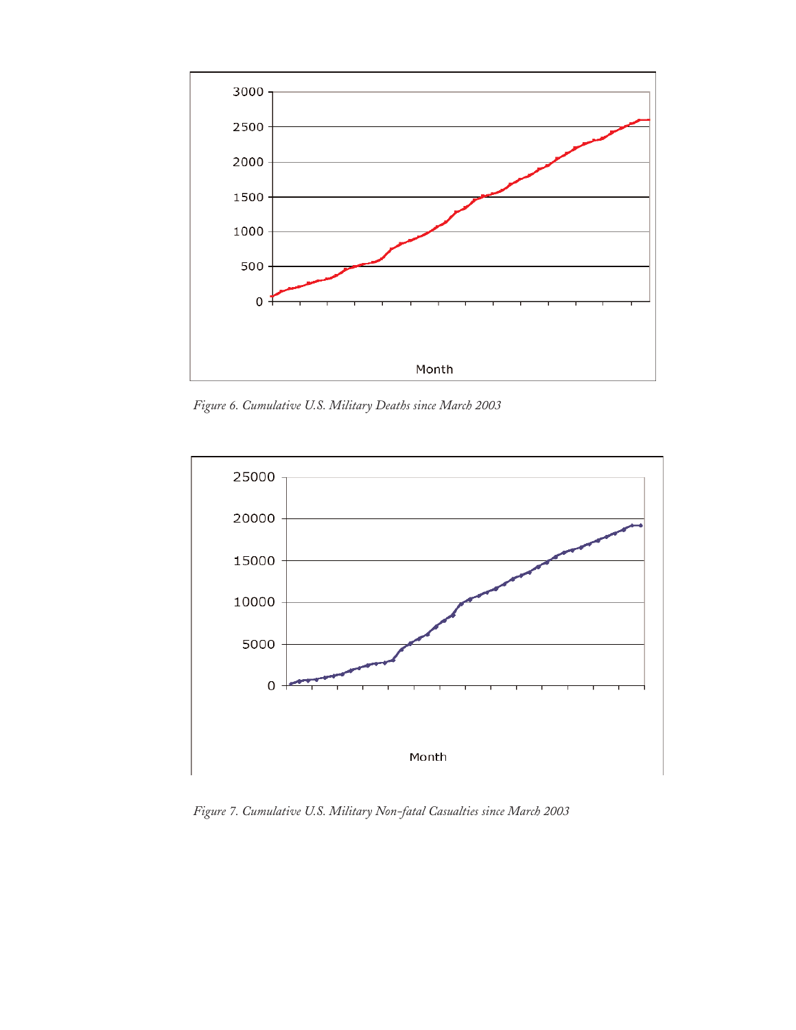Figure 6. Cumulative U.S. Military Deaths since March 2003

Figure 7. Cumulative U.S. Military Non-fatal Casualties since March 2003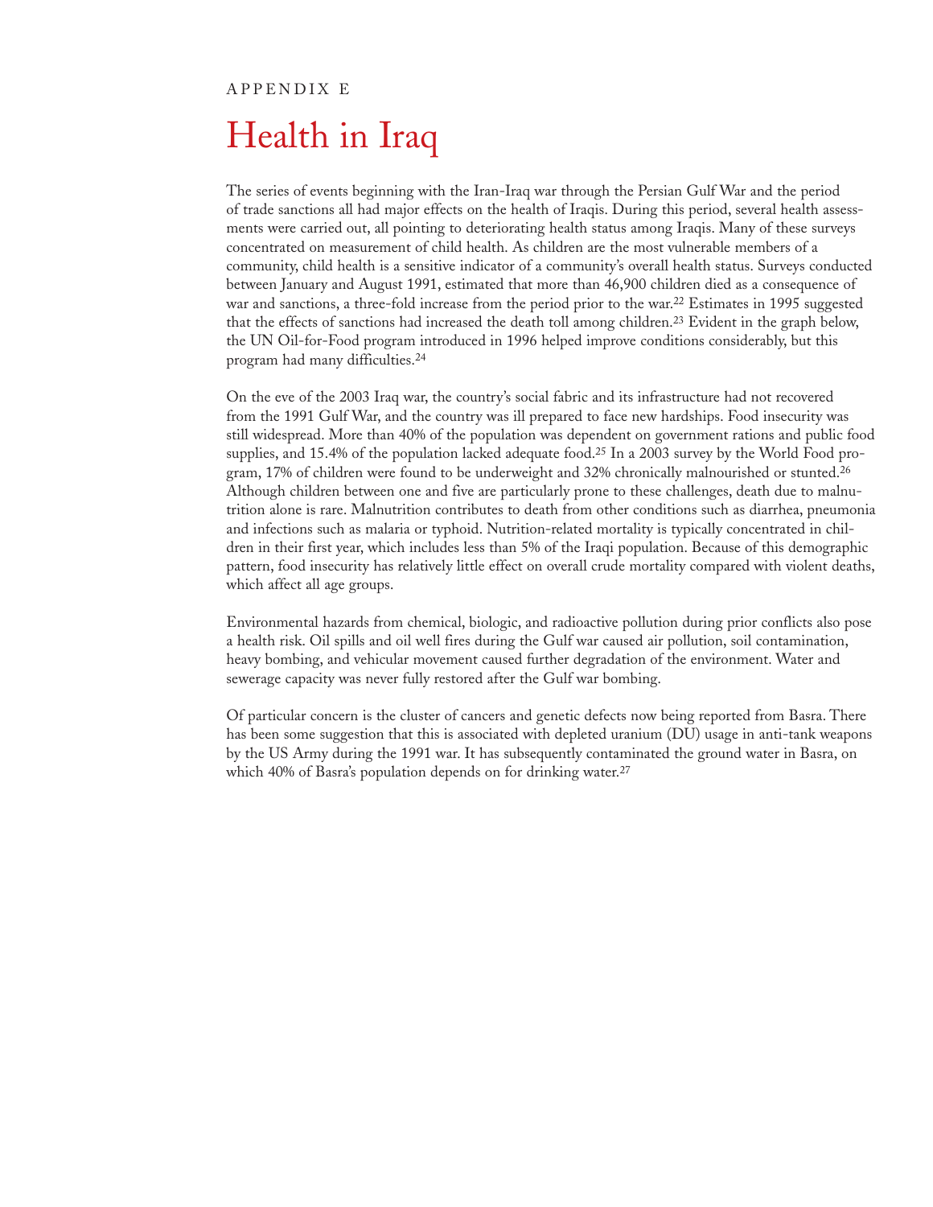APPENDIX E

# Health in Iraq

The series of events beginning with the Iran-Iraq war through the Persian Gulf War and the period of trade sanctions all had major effects on the health of Iraqis. During this period, several health assessments were carried out, all pointing to deteriorating health status among Iraqis. Many of these surveys concentrated on measurement of child health. As children are the most vulnerable members of a community, child health is a sensitive indicator of a community's overall health status. Surveys conducted between January and August 1991, estimated that more than 46,900 children died as a consequence of war and sanctions, a three-fold increase from the period prior to the war.[22] Estimates in 1995 suggested that the effects of sanctions had increased the death toll among children.[23] Evident in the graph below, the UN Oil-for-Food program introduced in 1996 helped improve conditions considerably, but this program had many difficulties.[24]

On the eve of the 2003 Iraq war, the country's social fabric and its infrastructure had not recovered from the 1991 Gulf War, and the country was ill prepared to face new hardships. Food insecurity was still widespread. More than 40% of the population was dependent on government rations and public food supplies, and 15.4% of the population lacked adequate food.[25] In a 2003 survey by the World Food program, 17% of children were found to be underweight and 32% chronically malnourished or stunted.[26] Although children between one and five are particularly prone to these challenges, death due to malnutrition alone is rare. Malnutrition contributes to death from other conditions such as diarrhea, pneumonia and infections such as malaria or typhoid. Nutrition-related mortality is typically concentrated in children in their first year, which includes less than 5% of the Iraqi population. Because of this demographic pattern, food insecurity has relatively little effect on overall crude mortality compared with violent deaths, which affect all age groups.

Environmental hazards from chemical, biologic, and radioactive pollution during prior conflicts also pose a health risk. Oil spills and oil well fires during the Gulf war caused air pollution, soil contamination, heavy bombing, and vehicular movement caused further degradation of the environment. Water and sewerage capacity was never fully restored after the Gulf war bombing.

Of particular concern is the cluster of cancers and genetic defects now being reported from Basra. There has been some suggestion that this is associated with depleted uranium (DU) usage in anti-tank weapons by the US Army during the 1991 war. It has subsequently contaminated the ground water in Basra, on which 40% of Basra's population depends on for drinking water.[27]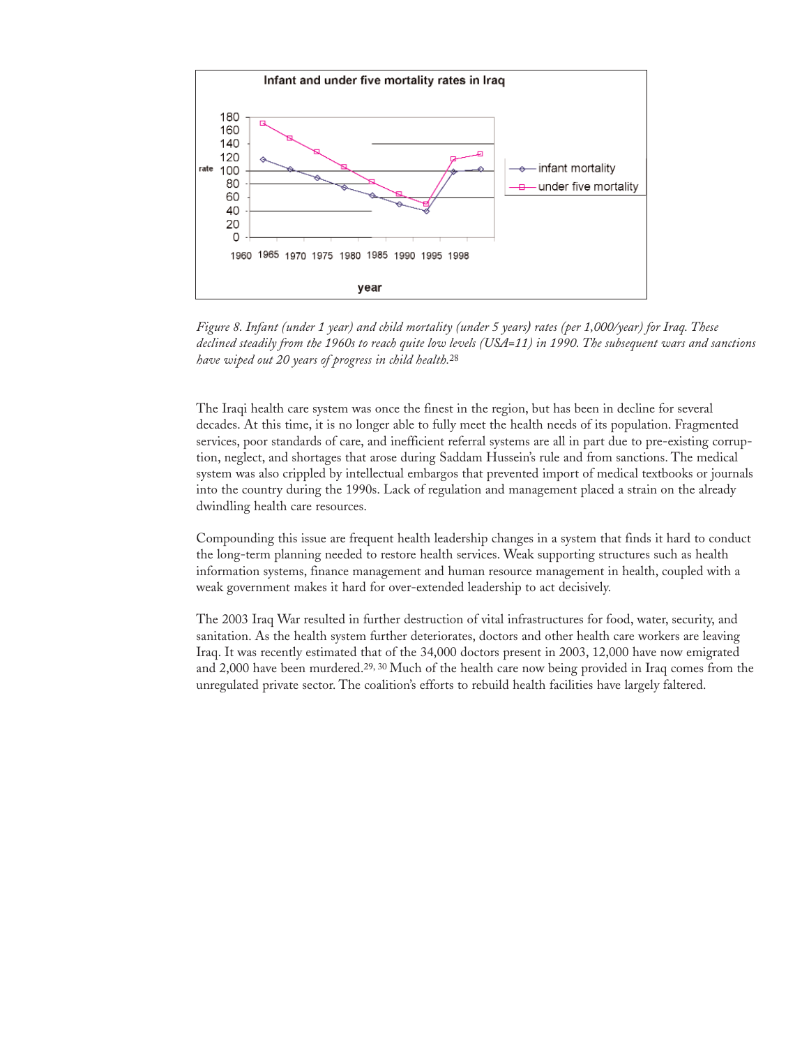*Figure 8. Infant (under 1 year) and child mortality (under 5 years) rates (per 1,000/year) for Iraq. These declined steadily from the 1960s to reach quite low levels (USA=11) in 1990. The subsequent wars and sanctions have wiped out 20 years of progress in child health.*[28]

The Iraqi health care system was once the finest in the region, but has been in decline for several decades. At this time, it is no longer able to fully meet the health needs of its population. Fragmented services, poor standards of care, and inefficient referral systems are all in part due to pre-existing corruption, neglect, and shortages that arose during Saddam Hussein's rule and from sanctions. The medical system was also crippled by intellectual embargos that prevented import of medical textbooks or journals into the country during the 1990s. Lack of regulation and management placed a strain on the already dwindling health care resources.

Compounding this issue are frequent health leadership changes in a system that finds it hard to conduct the long-term planning needed to restore health services. Weak supporting structures such as health information systems, finance management and human resource management in health, coupled with a weak government makes it hard for over-extended leadership to act decisively.

The 2003 Iraq War resulted in further destruction of vital infrastructures for food, water, security, and sanitation. As the health system further deteriorates, doctors and other health care workers are leaving Iraq. It was recently estimated that of the 34,000 doctors present in 2003, 12,000 have now emigrated and 2,000 have been murdered.[29, 30] Much of the health care now being provided in Iraq comes from the unregulated private sector. The coalition's efforts to rebuild health facilities have largely faltered.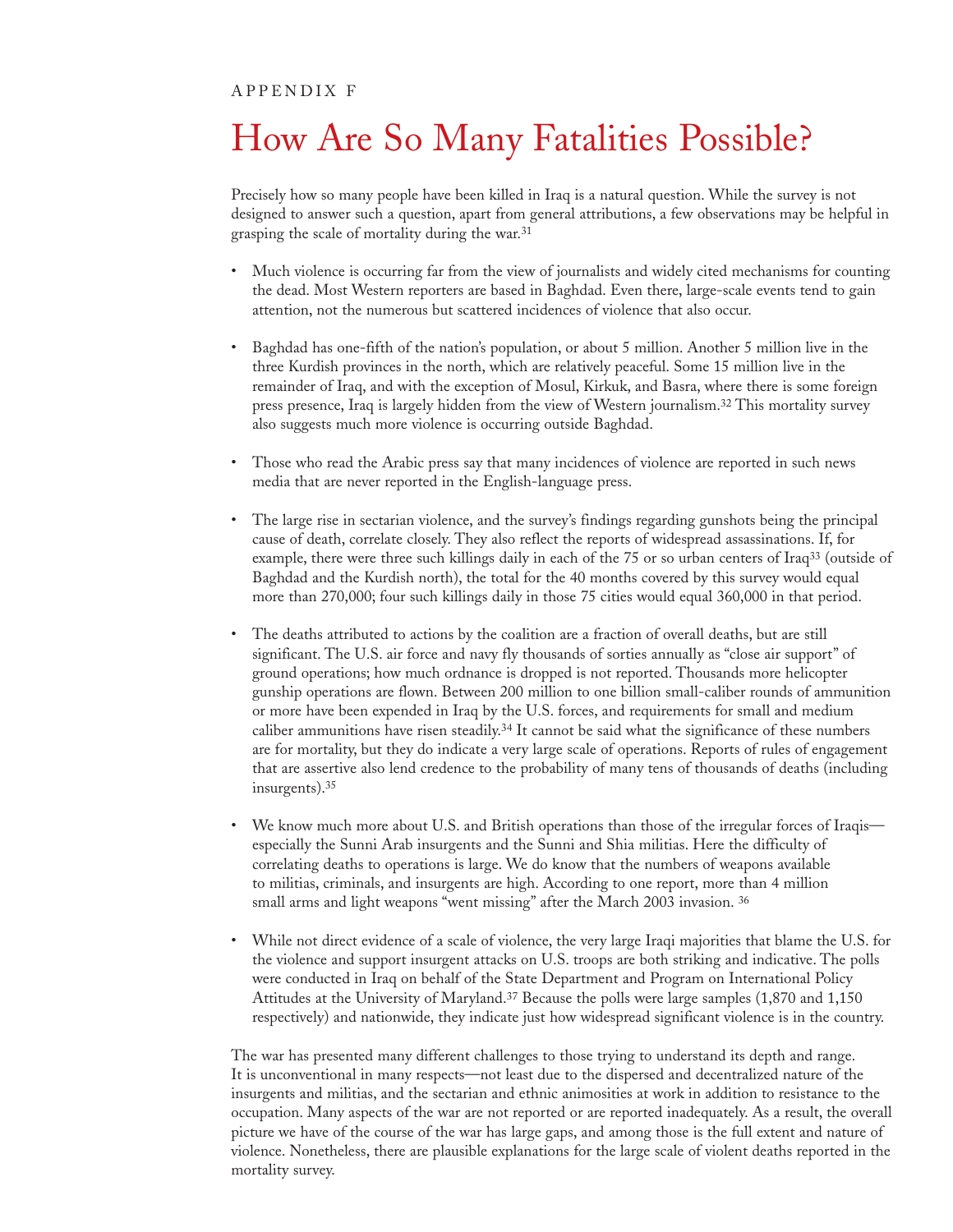APPENDIX F

# How Are So Many Fatalities Possible?

Precisely how so many people have been killed in Iraq is a natural question. While the survey is not designed to answer such a question, apart from general attributions, a few observations may be helpful in grasping the scale of mortality during the war.[31]

- Much violence is occurring far from the view of journalists and widely cited mechanisms for counting the dead. Most Western reporters are based in Baghdad. Even there, large-scale events tend to gain attention, not the numerous but scattered incidences of violence that also occur.

- Baghdad has one-fifth of the nation's population, or about 5 million. Another 5 million live in the three Kurdish provinces in the north, which are relatively peaceful. Some 15 million live in the remainder of Iraq, and with the exception of Mosul, Kirkuk, and Basra, where there is some foreign press presence, Iraq is largely hidden from the view of Western journalism.[32] This mortality survey also suggests much more violence is occurring outside Baghdad.

- Those who read the Arabic press say that many incidences of violence are reported in such news media that are never reported in the English-language press.

- The large rise in sectarian violence, and the survey's findings regarding gunshots being the principal cause of death, correlate closely. They also reflect the reports of widespread assassinations. If, for example, there were three such killings daily in each of the 75 or so urban centers of Iraq[33] (outside of Baghdad and the Kurdish north), the total for the 40 months covered by this survey would equal more than 270,000; four such killings daily in those 75 cities would equal 360,000 in that period.

- The deaths attributed to actions by the coalition are a fraction of overall deaths, but are still significant. The U.S. air force and navy fly thousands of sorties annually as "close air support" of ground operations; how much ordnance is dropped is not reported. Thousands more helicopter gunship operations are flown. Between 200 million to one billion small-caliber rounds of ammunition or more have been expended in Iraq by the U.S. forces, and requirements for small and medium caliber ammunitions have risen steadily.[34] It cannot be said what the significance of these numbers are for mortality, but they do indicate a very large scale of operations. Reports of rules of engagement that are assertive also lend credence to the probability of many tens of thousands of deaths (including insurgents).[35]

- We know much more about U.S. and British operations than those of the irregular forces of Iraqis—especially the Sunni Arab insurgents and the Sunni and Shia militias. Here the difficulty of correlating deaths to operations is large. We do know that the numbers of weapons available to militias, criminals, and insurgents are high. According to one report, more than 4 million small arms and light weapons "went missing" after the March 2003 invasion.[36]

- While not direct evidence of a scale of violence, the very large Iraqi majorities that blame the U.S. for the violence and support insurgent attacks on U.S. troops are both striking and indicative. The polls were conducted in Iraq on behalf of the State Department and Program on International Policy Attitudes at the University of Maryland.[37] Because the polls were large samples (1,870 and 1,150 respectively) and nationwide, they indicate just how widespread significant violence is in the country.

The war has presented many different challenges to those trying to understand its depth and range. It is unconventional in many respects—not least due to the dispersed and decentralized nature of the insurgents and militias, and the sectarian and ethnic animosities at work in addition to resistance to the occupation. Many aspects of the war are not reported or are reported inadequately. As a result, the overall picture we have of the course of the war has large gaps, and among those is the full extent and nature of violence. Nonetheless, there are plausible explanations for the large scale of violent deaths reported in the mortality survey.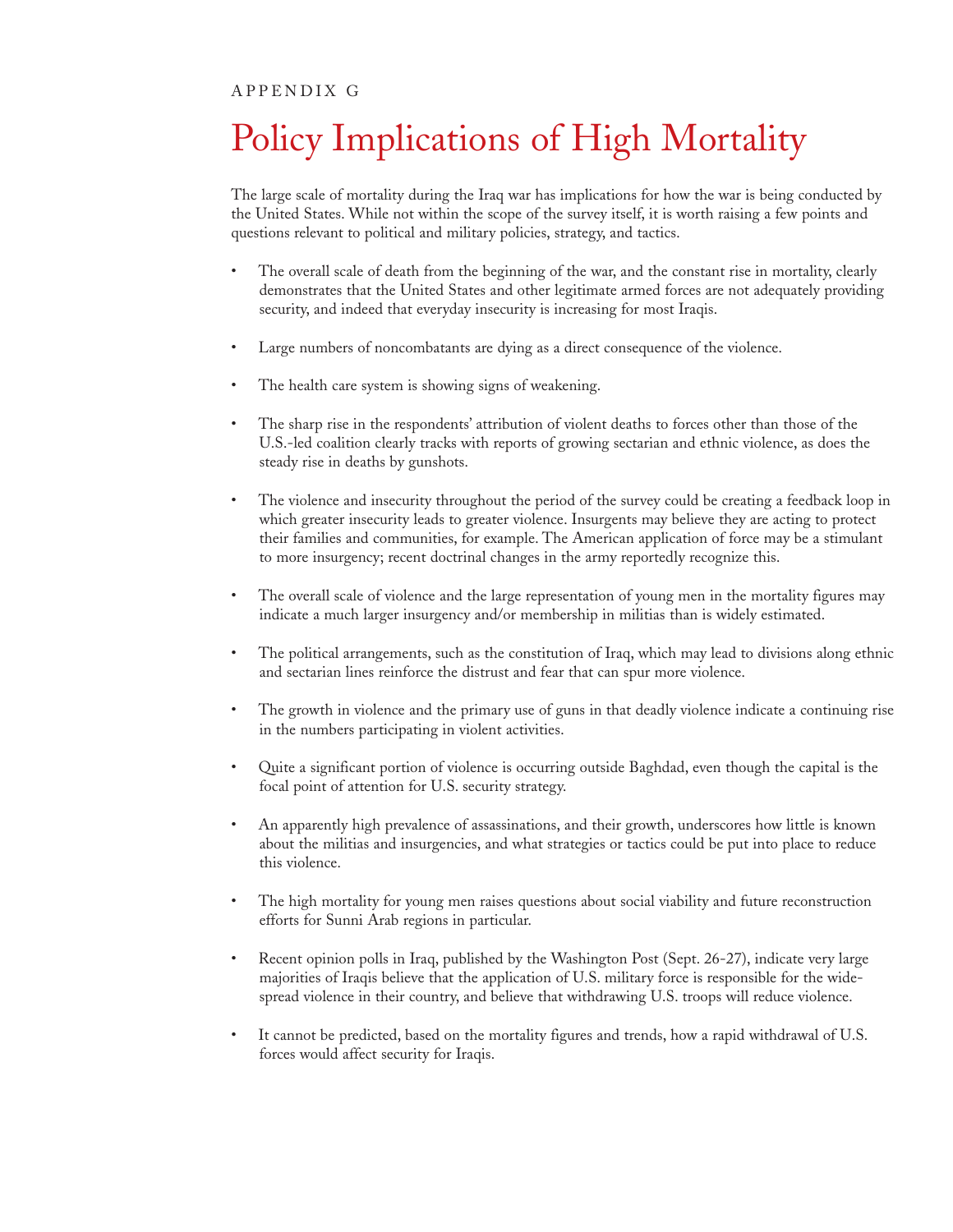APPENDIX G

# Policy Implications of High Mortality

The large scale of mortality during the Iraq war has implications for how the war is being conducted by the United States. While not within the scope of the survey itself, it is worth raising a few points and questions relevant to political and military policies, strategy, and tactics.

- The overall scale of death from the beginning of the war, and the constant rise in mortality, clearly demonstrates that the United States and other legitimate armed forces are not adequately providing security, and indeed that everyday insecurity is increasing for most Iraqis.
- Large numbers of noncombatants are dying as a direct consequence of the violence.
- The health care system is showing signs of weakening.
- The sharp rise in the respondents' attribution of violent deaths to forces other than those of the U.S.-led coalition clearly tracks with reports of growing sectarian and ethnic violence, as does the steady rise in deaths by gunshots.
- The violence and insecurity throughout the period of the survey could be creating a feedback loop in which greater insecurity leads to greater violence. Insurgents may believe they are acting to protect their families and communities, for example. The American application of force may be a stimulant to more insurgency; recent doctrinal changes in the army reportedly recognize this.
- The overall scale of violence and the large representation of young men in the mortality figures may indicate a much larger insurgency and/or membership in militias than is widely estimated.
- The political arrangements, such as the constitution of Iraq, which may lead to divisions along ethnic and sectarian lines reinforce the distrust and fear that can spur more violence.
- The growth in violence and the primary use of guns in that deadly violence indicate a continuing rise in the numbers participating in violent activities.
- Quite a significant portion of violence is occurring outside Baghdad, even though the capital is the focal point of attention for U.S. security strategy.
- An apparently high prevalence of assassinations, and their growth, underscores how little is known about the militias and insurgencies, and what strategies or tactics could be put into place to reduce this violence.
- The high mortality for young men raises questions about social viability and future reconstruction efforts for Sunni Arab regions in particular.
- Recent opinion polls in Iraq, published by the Washington Post (Sept. 26-27), indicate very large majorities of Iraqis believe that the application of U.S. military force is responsible for the widespread violence in their country, and believe that withdrawing U.S. troops will reduce violence.
- It cannot be predicted, based on the mortality figures and trends, how a rapid withdrawal of U.S. forces would affect security for Iraqis.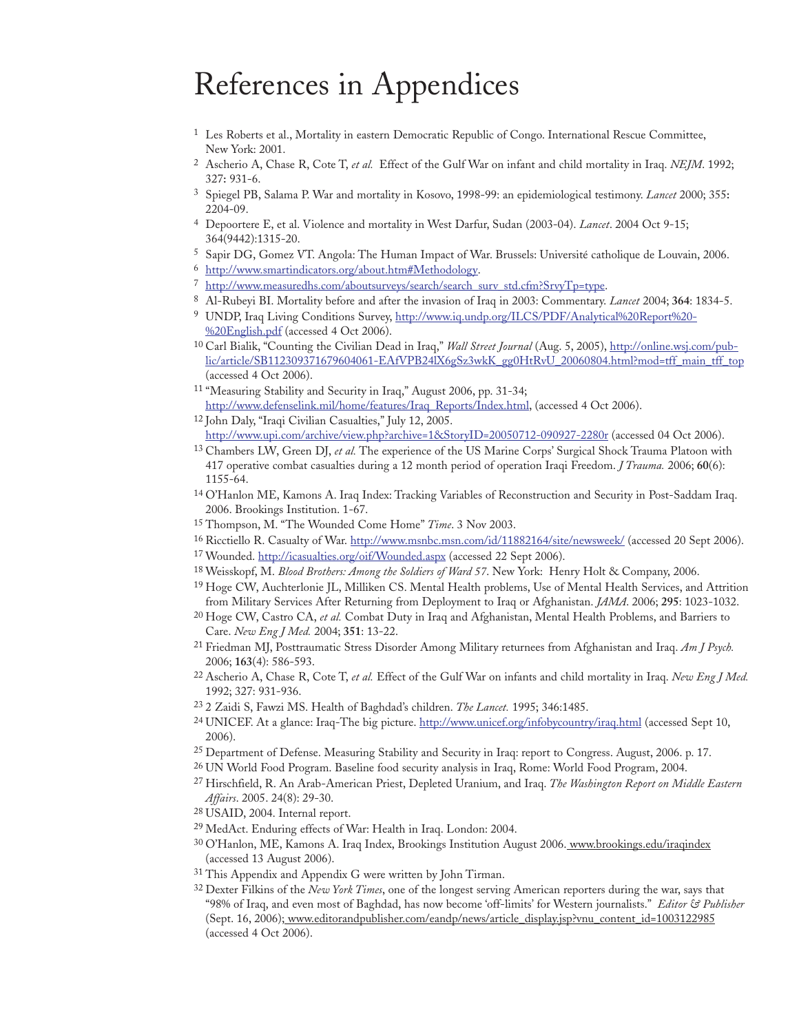# References in Appendices

1. Les Roberts et al., Mortality in eastern Democratic Republic of Congo. International Rescue Committee, New York: 2001.
2. Ascherio A, Chase R, Cote T, *et al.* Effect of the Gulf War on infant and child mortality in Iraq. *NEJM*. 1992; 327**:** 931-6.
3. Spiegel PB, Salama P. War and mortality in Kosovo, 1998-99: an epidemiological testimony. *Lancet* 2000; 355**:** 2204-09.
4. Depoortere E, et al. Violence and mortality in West Darfur, Sudan (2003-04). *Lancet*. 2004 Oct 9-15; 364(9442):1315-20.
5. Sapir DG, Gomez VT. Angola: The Human Impact of War. Brussels: Université catholique de Louvain, 2006.
6. http://www.smartindicators.org/about.htm#Methodology.
7. http://www.measuredhs.com/aboutsurveys/search/search_surv_std.cfm?SrvyTp=type.
8. Al-Rubeyi BI. Mortality before and after the invasion of Iraq in 2003: Commentary. *Lancet* 2004; **364**: 1834-5.
9. UNDP, Iraq Living Conditions Survey, http://www.iq.undp.org/ILCS/PDF/Analytical%20Report%20-%20English.pdf (accessed 4 Oct 2006).
10. Carl Bialik, "Counting the Civilian Dead in Iraq," *Wall Street Journal* (Aug. 5, 2005), http://online.wsj.com/public/article/SB112309371679604061-EAfVPB24lX6gSz3wkK_gg0HtRvU_20060804.html?mod=tff_main_tff_top (accessed 4 Oct 2006).
11. "Measuring Stability and Security in Iraq," August 2006, pp. 31-34; http://www.defenselink.mil/home/features/Iraq_Reports/Index.html, (accessed 4 Oct 2006).
12. John Daly, "Iraqi Civilian Casualties," July 12, 2005. http://www.upi.com/archive/view.php?archive=1&StoryID=20050712-090927-2280r (accessed 04 Oct 2006).
13. Chambers LW, Green DJ, *et al.* The experience of the US Marine Corps' Surgical Shock Trauma Platoon with 417 operative combat casualties during a 12 month period of operation Iraqi Freedom. *J Trauma.* 2006; **60**(6): 1155-64.
14. O'Hanlon ME, Kamons A. Iraq Index: Tracking Variables of Reconstruction and Security in Post-Saddam Iraq. 2006. Brookings Institution. 1-67.
15. Thompson, M. "The Wounded Come Home" *Time*. 3 Nov 2003.
16. Ricctiello R. Casualty of War. http://www.msnbc.msn.com/id/11882164/site/newsweek/ (accessed 20 Sept 2006).
17. Wounded. http://icasualties.org/oif/Wounded.aspx (accessed 22 Sept 2006).
18. Weisskopf, M. *Blood Brothers: Among the Soldiers of Ward 57*. New York: Henry Holt & Company, 2006.
19. Hoge CW, Auchterlonie JL, Milliken CS. Mental Health problems, Use of Mental Health Services, and Attrition from Military Services After Returning from Deployment to Iraq or Afghanistan. *JAMA*. 2006; **295**: 1023-1032.
20. Hoge CW, Castro CA, *et al.* Combat Duty in Iraq and Afghanistan, Mental Health Problems, and Barriers to Care. *New Eng J Med.* 2004; **351**: 13-22.
21. Friedman MJ, Posttraumatic Stress Disorder Among Military returnees from Afghanistan and Iraq. *Am J Psych.* 2006; **163**(4): 586-593.
22. Ascherio A, Chase R, Cote T, *et al.* Effect of the Gulf War on infants and child mortality in Iraq. *New Eng J Med.* 1992; 327: 931-936.
23. 2 Zaidi S, Fawzi MS. Health of Baghdad's children. *The Lancet.* 1995; 346:1485.
24. UNICEF. At a glance: Iraq-The big picture. http://www.unicef.org/infobycountry/iraq.html (accessed Sept 10, 2006).
25. Department of Defense. Measuring Stability and Security in Iraq: report to Congress. August, 2006. p. 17.
26. UN World Food Program. Baseline food security analysis in Iraq, Rome: World Food Program, 2004.
27. Hirschfield, R. An Arab-American Priest, Depleted Uranium, and Iraq. *The Washington Report on Middle Eastern Affairs*. 2005. 24(8): 29-30.
28. USAID, 2004. Internal report.
29. MedAct. Enduring effects of War: Health in Iraq. London: 2004.
30. O'Hanlon, ME, Kamons A. Iraq Index, Brookings Institution August 2006. www.brookings.edu/iraqindex (accessed 13 August 2006).
31. This Appendix and Appendix G were written by John Tirman.
32. Dexter Filkins of the *New York Times*, one of the longest serving American reporters during the war, says that "98% of Iraq, and even most of Baghdad, has now become 'off-limits' for Western journalists." *Editor & Publisher* (Sept. 16, 2006); www.editorandpublisher.com/eandp/news/article_display.jsp?vnu_content_id=1003122985 (accessed 4 Oct 2006).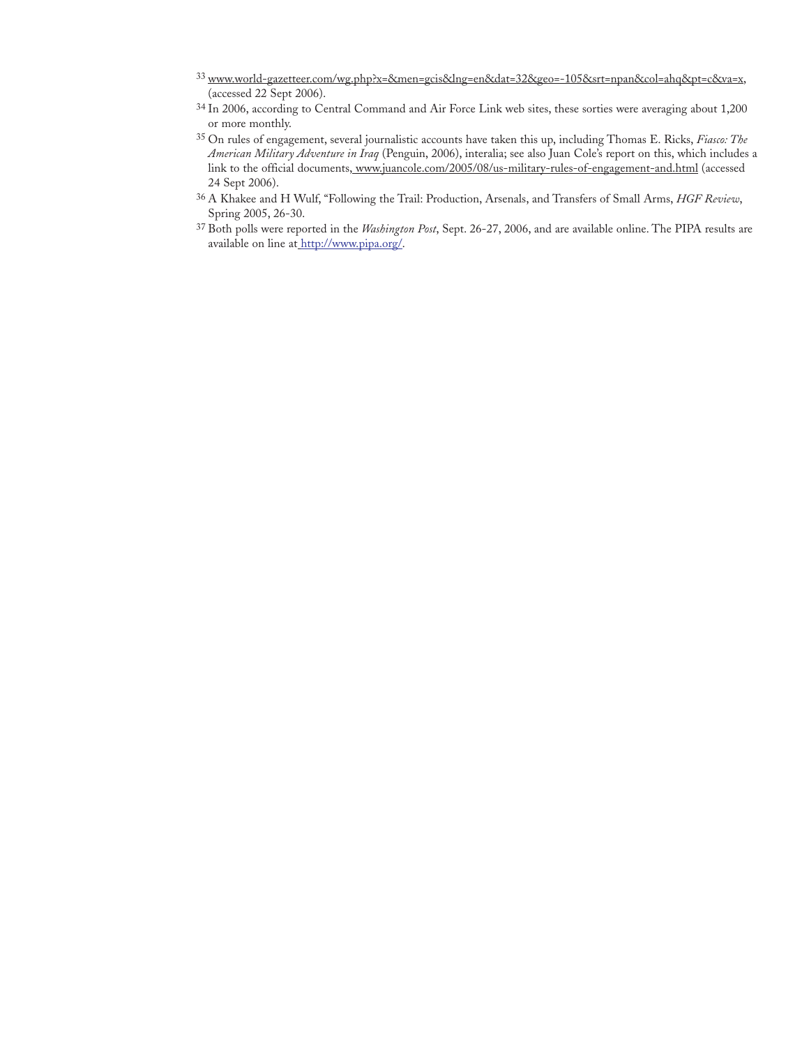[33] www.world-gazetteer.com/wg.php?x=&men=gcis&lng=en&dat=32&geo=-105&srt=npan&col=ahq&pt=c&va=x, (accessed 22 Sept 2006).

[34] In 2006, according to Central Command and Air Force Link web sites, these sorties were averaging about 1,200 or more monthly.

[35] On rules of engagement, several journalistic accounts have taken this up, including Thomas E. Ricks, *Fiasco: The American Military Adventure in Iraq* (Penguin, 2006), interalia; see also Juan Cole's report on this, which includes a link to the official documents, www.juancole.com/2005/08/us-military-rules-of-engagement-and.html (accessed 24 Sept 2006).

[36] A Khakee and H Wulf, "Following the Trail: Production, Arsenals, and Transfers of Small Arms, *HGF Review*, Spring 2005, 26-30.

[37] Both polls were reported in the *Washington Post*, Sept. 26-27, 2006, and are available online. The PIPA results are available on line at http://www.pipa.org/.